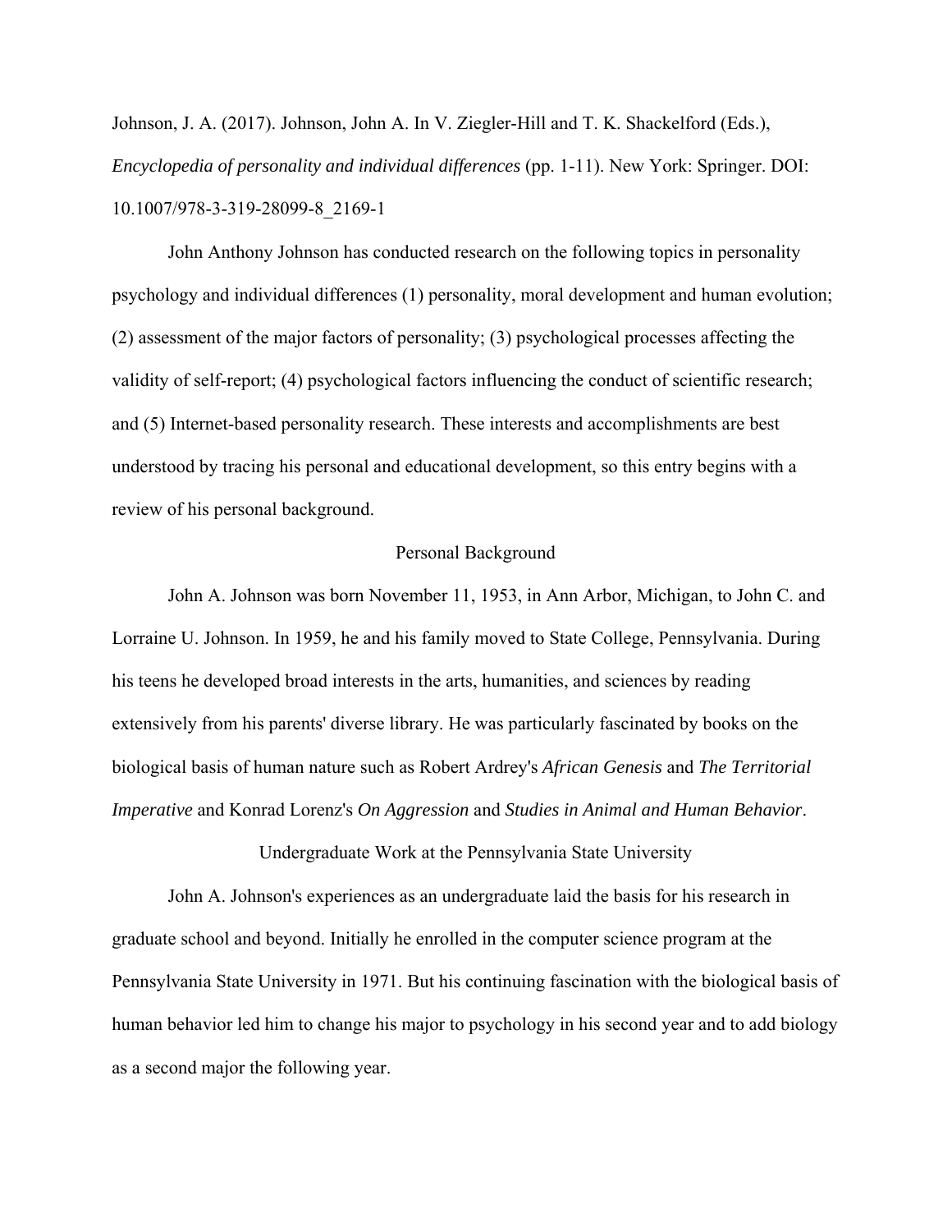Johnson, J. A. (2017). Johnson, John A. In V. Ziegler-Hill and T. K. Shackelford (Eds.), *Encyclopedia of personality and individual differences* (pp. 1-11). New York: Springer. DOI: 10.1007/978-3-319-28099-8_2169-1

John Anthony Johnson has conducted research on the following topics in personality psychology and individual differences (1) personality, moral development and human evolution; (2) assessment of the major factors of personality; (3) psychological processes affecting the validity of self-report; (4) psychological factors influencing the conduct of scientific research; and (5) Internet-based personality research. These interests and accomplishments are best understood by tracing his personal and educational development, so this entry begins with a review of his personal background.

## Personal Background

John A. Johnson was born November 11, 1953, in Ann Arbor, Michigan, to John C. and Lorraine U. Johnson. In 1959, he and his family moved to State College, Pennsylvania. During his teens he developed broad interests in the arts, humanities, and sciences by reading extensively from his parents' diverse library. He was particularly fascinated by books on the biological basis of human nature such as Robert Ardrey's *African Genesis* and *The Territorial Imperative* and Konrad Lorenz's *On Aggression* and *Studies in Animal and Human Behavior*.

## Undergraduate Work at the Pennsylvania State University

John A. Johnson's experiences as an undergraduate laid the basis for his research in graduate school and beyond. Initially he enrolled in the computer science program at the Pennsylvania State University in 1971. But his continuing fascination with the biological basis of human behavior led him to change his major to psychology in his second year and to add biology as a second major the following year.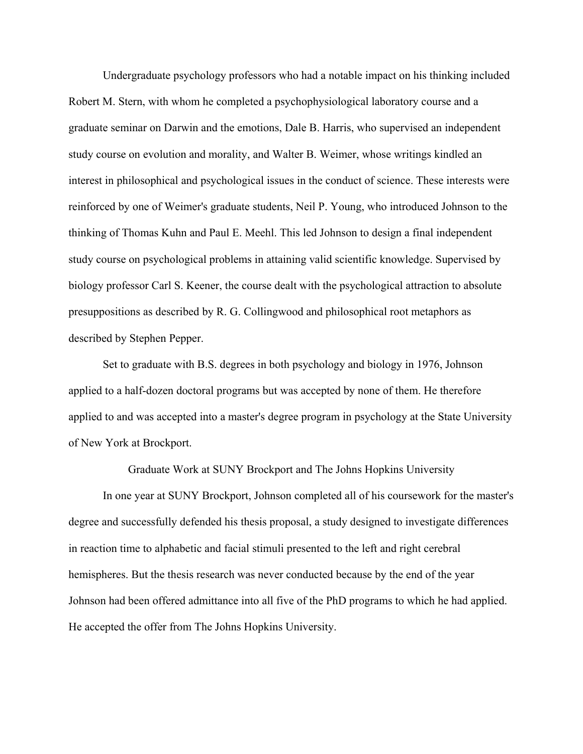Undergraduate psychology professors who had a notable impact on his thinking included Robert M. Stern, with whom he completed a psychophysiological laboratory course and a graduate seminar on Darwin and the emotions, Dale B. Harris, who supervised an independent study course on evolution and morality, and Walter B. Weimer, whose writings kindled an interest in philosophical and psychological issues in the conduct of science. These interests were reinforced by one of Weimer's graduate students, Neil P. Young, who introduced Johnson to the thinking of Thomas Kuhn and Paul E. Meehl. This led Johnson to design a final independent study course on psychological problems in attaining valid scientific knowledge. Supervised by biology professor Carl S. Keener, the course dealt with the psychological attraction to absolute presuppositions as described by R. G. Collingwood and philosophical root metaphors as described by Stephen Pepper.

Set to graduate with B.S. degrees in both psychology and biology in 1976, Johnson applied to a half-dozen doctoral programs but was accepted by none of them. He therefore applied to and was accepted into a master's degree program in psychology at the State University of New York at Brockport.

## Graduate Work at SUNY Brockport and The Johns Hopkins University

In one year at SUNY Brockport, Johnson completed all of his coursework for the master's degree and successfully defended his thesis proposal, a study designed to investigate differences in reaction time to alphabetic and facial stimuli presented to the left and right cerebral hemispheres. But the thesis research was never conducted because by the end of the year Johnson had been offered admittance into all five of the PhD programs to which he had applied. He accepted the offer from The Johns Hopkins University.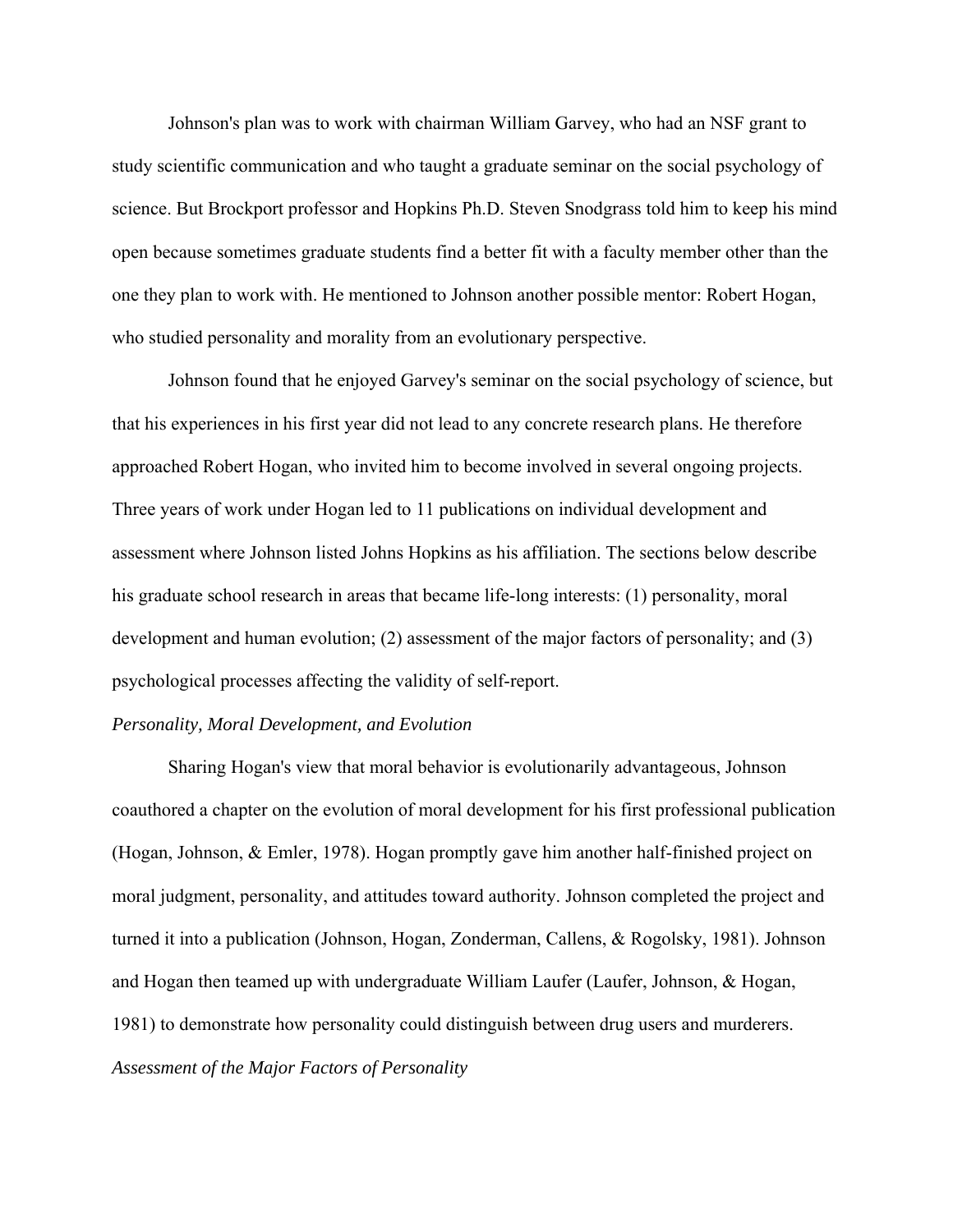Johnson's plan was to work with chairman William Garvey, who had an NSF grant to study scientific communication and who taught a graduate seminar on the social psychology of science. But Brockport professor and Hopkins Ph.D. Steven Snodgrass told him to keep his mind open because sometimes graduate students find a better fit with a faculty member other than the one they plan to work with. He mentioned to Johnson another possible mentor: Robert Hogan, who studied personality and morality from an evolutionary perspective.

Johnson found that he enjoyed Garvey's seminar on the social psychology of science, but that his experiences in his first year did not lead to any concrete research plans. He therefore approached Robert Hogan, who invited him to become involved in several ongoing projects. Three years of work under Hogan led to 11 publications on individual development and assessment where Johnson listed Johns Hopkins as his affiliation. The sections below describe his graduate school research in areas that became life-long interests: (1) personality, moral development and human evolution; (2) assessment of the major factors of personality; and (3) psychological processes affecting the validity of self-report.

### *Personality, Moral Development, and Evolution*

Sharing Hogan's view that moral behavior is evolutionarily advantageous, Johnson coauthored a chapter on the evolution of moral development for his first professional publication (Hogan, Johnson, & Emler, 1978). Hogan promptly gave him another half-finished project on moral judgment, personality, and attitudes toward authority. Johnson completed the project and turned it into a publication (Johnson, Hogan, Zonderman, Callens, & Rogolsky, 1981). Johnson and Hogan then teamed up with undergraduate William Laufer (Laufer, Johnson, & Hogan, 1981) to demonstrate how personality could distinguish between drug users and murderers.

### *Assessment of the Major Factors of Personality*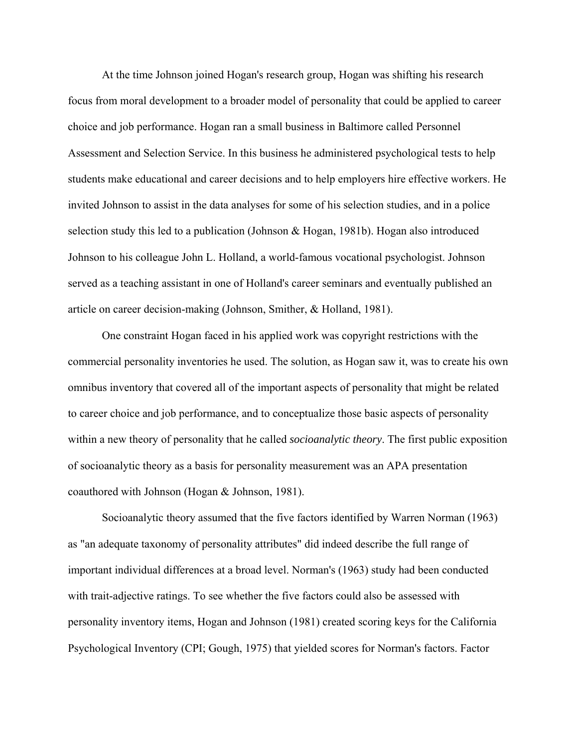At the time Johnson joined Hogan's research group, Hogan was shifting his research focus from moral development to a broader model of personality that could be applied to career choice and job performance. Hogan ran a small business in Baltimore called Personnel Assessment and Selection Service. In this business he administered psychological tests to help students make educational and career decisions and to help employers hire effective workers. He invited Johnson to assist in the data analyses for some of his selection studies, and in a police selection study this led to a publication (Johnson & Hogan, 1981b). Hogan also introduced Johnson to his colleague John L. Holland, a world-famous vocational psychologist. Johnson served as a teaching assistant in one of Holland's career seminars and eventually published an article on career decision-making (Johnson, Smither, & Holland, 1981).

One constraint Hogan faced in his applied work was copyright restrictions with the commercial personality inventories he used. The solution, as Hogan saw it, was to create his own omnibus inventory that covered all of the important aspects of personality that might be related to career choice and job performance, and to conceptualize those basic aspects of personality within a new theory of personality that he called *socioanalytic theory*. The first public exposition of socioanalytic theory as a basis for personality measurement was an APA presentation coauthored with Johnson (Hogan & Johnson, 1981).

Socioanalytic theory assumed that the five factors identified by Warren Norman (1963) as "an adequate taxonomy of personality attributes" did indeed describe the full range of important individual differences at a broad level. Norman's (1963) study had been conducted with trait-adjective ratings. To see whether the five factors could also be assessed with personality inventory items, Hogan and Johnson (1981) created scoring keys for the California Psychological Inventory (CPI; Gough, 1975) that yielded scores for Norman's factors. Factor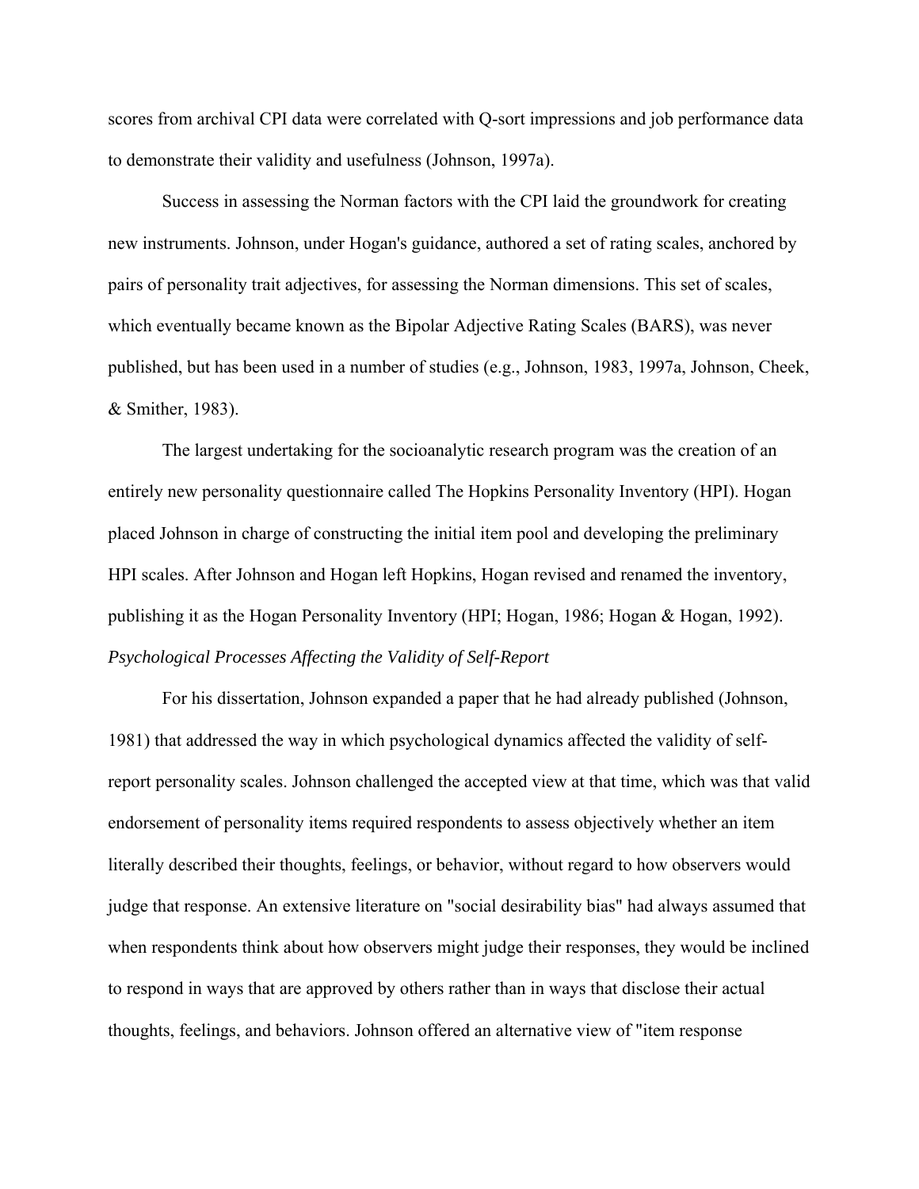scores from archival CPI data were correlated with Q-sort impressions and job performance data to demonstrate their validity and usefulness (Johnson, 1997a).

Success in assessing the Norman factors with the CPI laid the groundwork for creating new instruments. Johnson, under Hogan's guidance, authored a set of rating scales, anchored by pairs of personality trait adjectives, for assessing the Norman dimensions. This set of scales, which eventually became known as the Bipolar Adjective Rating Scales (BARS), was never published, but has been used in a number of studies (e.g., Johnson, 1983, 1997a, Johnson, Cheek, & Smither, 1983).

The largest undertaking for the socioanalytic research program was the creation of an entirely new personality questionnaire called The Hopkins Personality Inventory (HPI). Hogan placed Johnson in charge of constructing the initial item pool and developing the preliminary HPI scales. After Johnson and Hogan left Hopkins, Hogan revised and renamed the inventory, publishing it as the Hogan Personality Inventory (HPI; Hogan, 1986; Hogan & Hogan, 1992).

*Psychological Processes Affecting the Validity of Self-Report*

For his dissertation, Johnson expanded a paper that he had already published (Johnson, 1981) that addressed the way in which psychological dynamics affected the validity of self-report personality scales. Johnson challenged the accepted view at that time, which was that valid endorsement of personality items required respondents to assess objectively whether an item literally described their thoughts, feelings, or behavior, without regard to how observers would judge that response. An extensive literature on "social desirability bias" had always assumed that when respondents think about how observers might judge their responses, they would be inclined to respond in ways that are approved by others rather than in ways that disclose their actual thoughts, feelings, and behaviors. Johnson offered an alternative view of "item response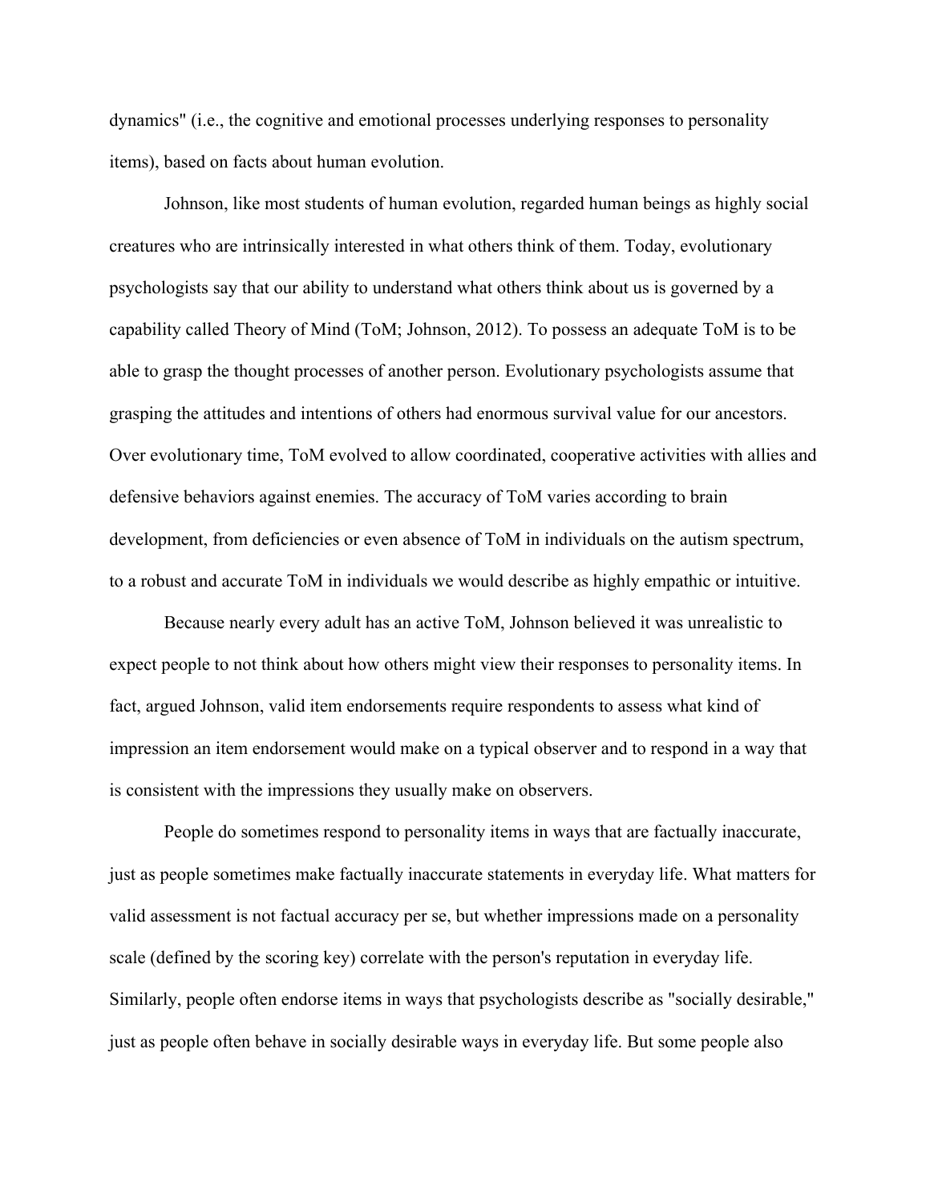dynamics" (i.e., the cognitive and emotional processes underlying responses to personality items), based on facts about human evolution.

Johnson, like most students of human evolution, regarded human beings as highly social creatures who are intrinsically interested in what others think of them. Today, evolutionary psychologists say that our ability to understand what others think about us is governed by a capability called Theory of Mind (ToM; Johnson, 2012). To possess an adequate ToM is to be able to grasp the thought processes of another person. Evolutionary psychologists assume that grasping the attitudes and intentions of others had enormous survival value for our ancestors. Over evolutionary time, ToM evolved to allow coordinated, cooperative activities with allies and defensive behaviors against enemies. The accuracy of ToM varies according to brain development, from deficiencies or even absence of ToM in individuals on the autism spectrum, to a robust and accurate ToM in individuals we would describe as highly empathic or intuitive.

Because nearly every adult has an active ToM, Johnson believed it was unrealistic to expect people to not think about how others might view their responses to personality items. In fact, argued Johnson, valid item endorsements require respondents to assess what kind of impression an item endorsement would make on a typical observer and to respond in a way that is consistent with the impressions they usually make on observers.

People do sometimes respond to personality items in ways that are factually inaccurate, just as people sometimes make factually inaccurate statements in everyday life. What matters for valid assessment is not factual accuracy per se, but whether impressions made on a personality scale (defined by the scoring key) correlate with the person's reputation in everyday life. Similarly, people often endorse items in ways that psychologists describe as "socially desirable," just as people often behave in socially desirable ways in everyday life. But some people also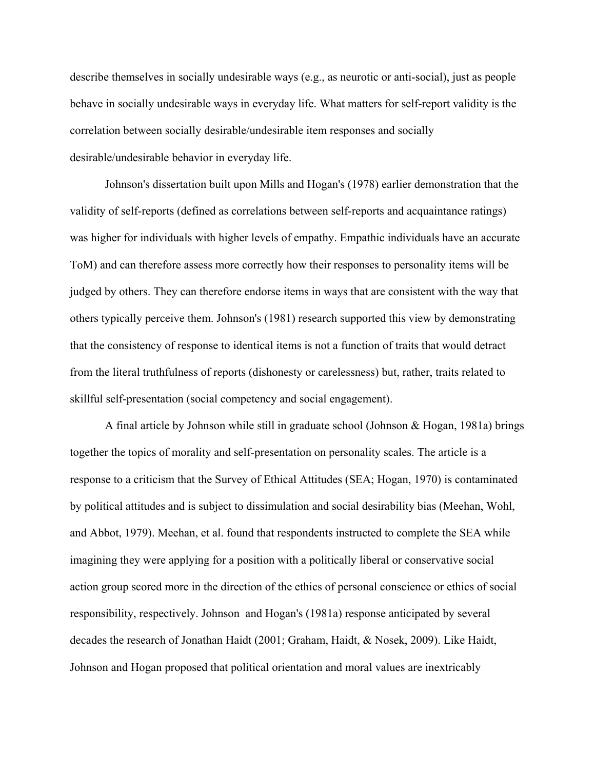describe themselves in socially undesirable ways (e.g., as neurotic or anti-social), just as people behave in socially undesirable ways in everyday life. What matters for self-report validity is the correlation between socially desirable/undesirable item responses and socially desirable/undesirable behavior in everyday life.

Johnson's dissertation built upon Mills and Hogan's (1978) earlier demonstration that the validity of self-reports (defined as correlations between self-reports and acquaintance ratings) was higher for individuals with higher levels of empathy. Empathic individuals have an accurate ToM) and can therefore assess more correctly how their responses to personality items will be judged by others. They can therefore endorse items in ways that are consistent with the way that others typically perceive them. Johnson's (1981) research supported this view by demonstrating that the consistency of response to identical items is not a function of traits that would detract from the literal truthfulness of reports (dishonesty or carelessness) but, rather, traits related to skillful self-presentation (social competency and social engagement).

A final article by Johnson while still in graduate school (Johnson & Hogan, 1981a) brings together the topics of morality and self-presentation on personality scales. The article is a response to a criticism that the Survey of Ethical Attitudes (SEA; Hogan, 1970) is contaminated by political attitudes and is subject to dissimulation and social desirability bias (Meehan, Wohl, and Abbot, 1979). Meehan, et al. found that respondents instructed to complete the SEA while imagining they were applying for a position with a politically liberal or conservative social action group scored more in the direction of the ethics of personal conscience or ethics of social responsibility, respectively. Johnson and Hogan's (1981a) response anticipated by several decades the research of Jonathan Haidt (2001; Graham, Haidt, & Nosek, 2009). Like Haidt, Johnson and Hogan proposed that political orientation and moral values are inextricably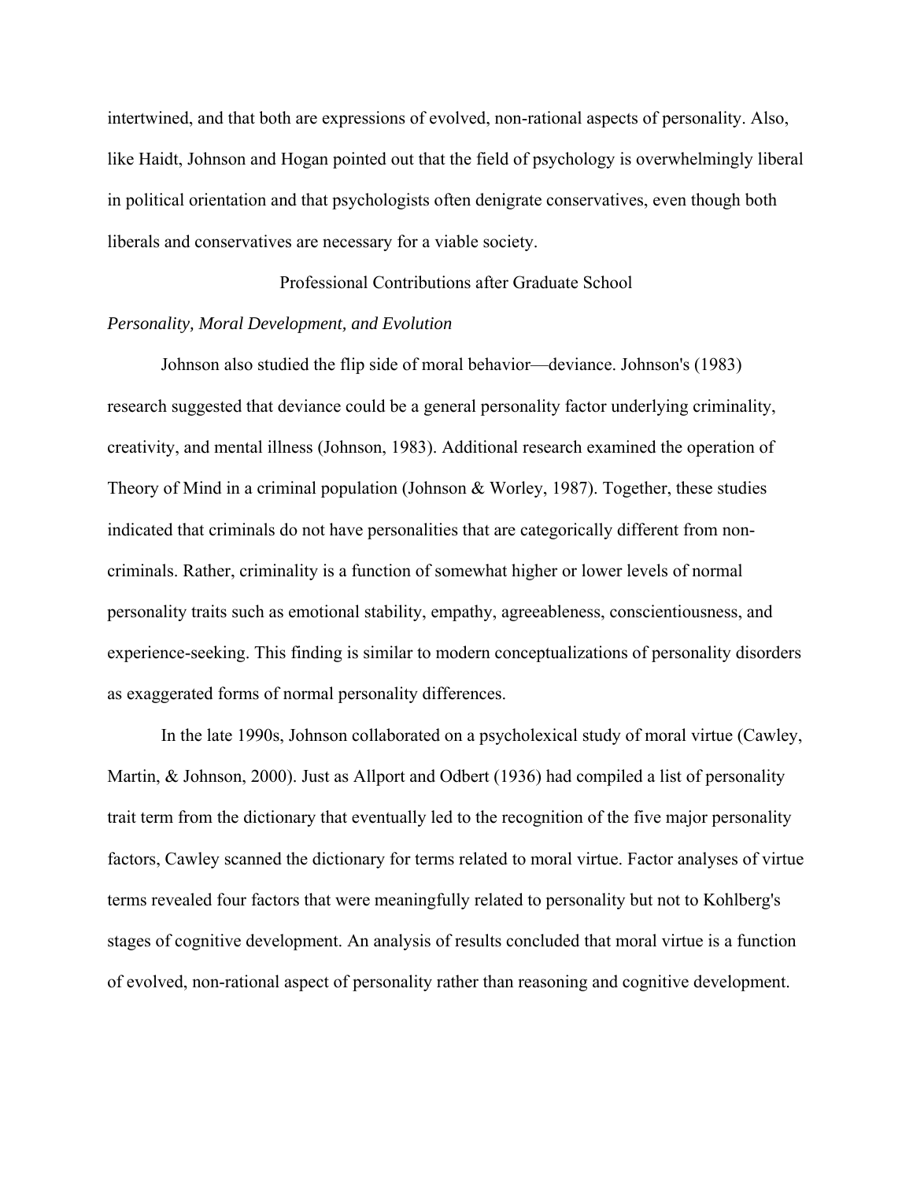intertwined, and that both are expressions of evolved, non-rational aspects of personality. Also, like Haidt, Johnson and Hogan pointed out that the field of psychology is overwhelmingly liberal in political orientation and that psychologists often denigrate conservatives, even though both liberals and conservatives are necessary for a viable society.

## Professional Contributions after Graduate School

### *Personality, Moral Development, and Evolution*

Johnson also studied the flip side of moral behavior—deviance. Johnson's (1983) research suggested that deviance could be a general personality factor underlying criminality, creativity, and mental illness (Johnson, 1983). Additional research examined the operation of Theory of Mind in a criminal population (Johnson & Worley, 1987). Together, these studies indicated that criminals do not have personalities that are categorically different from non-criminals. Rather, criminality is a function of somewhat higher or lower levels of normal personality traits such as emotional stability, empathy, agreeableness, conscientiousness, and experience-seeking. This finding is similar to modern conceptualizations of personality disorders as exaggerated forms of normal personality differences.

In the late 1990s, Johnson collaborated on a psycholexical study of moral virtue (Cawley, Martin, & Johnson, 2000). Just as Allport and Odbert (1936) had compiled a list of personality trait term from the dictionary that eventually led to the recognition of the five major personality factors, Cawley scanned the dictionary for terms related to moral virtue. Factor analyses of virtue terms revealed four factors that were meaningfully related to personality but not to Kohlberg's stages of cognitive development. An analysis of results concluded that moral virtue is a function of evolved, non-rational aspect of personality rather than reasoning and cognitive development.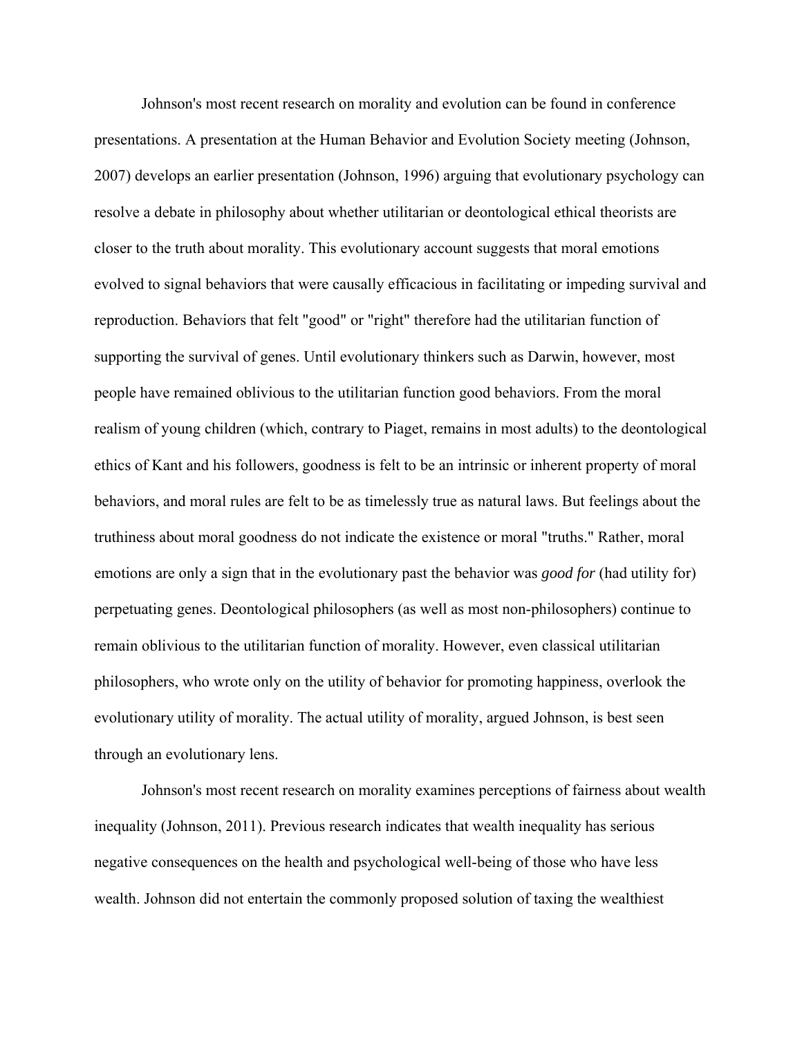Johnson's most recent research on morality and evolution can be found in conference presentations. A presentation at the Human Behavior and Evolution Society meeting (Johnson, 2007) develops an earlier presentation (Johnson, 1996) arguing that evolutionary psychology can resolve a debate in philosophy about whether utilitarian or deontological ethical theorists are closer to the truth about morality. This evolutionary account suggests that moral emotions evolved to signal behaviors that were causally efficacious in facilitating or impeding survival and reproduction. Behaviors that felt "good" or "right" therefore had the utilitarian function of supporting the survival of genes. Until evolutionary thinkers such as Darwin, however, most people have remained oblivious to the utilitarian function good behaviors. From the moral realism of young children (which, contrary to Piaget, remains in most adults) to the deontological ethics of Kant and his followers, goodness is felt to be an intrinsic or inherent property of moral behaviors, and moral rules are felt to be as timelessly true as natural laws. But feelings about the truthiness about moral goodness do not indicate the existence or moral "truths." Rather, moral emotions are only a sign that in the evolutionary past the behavior was *good for* (had utility for) perpetuating genes. Deontological philosophers (as well as most non-philosophers) continue to remain oblivious to the utilitarian function of morality. However, even classical utilitarian philosophers, who wrote only on the utility of behavior for promoting happiness, overlook the evolutionary utility of morality. The actual utility of morality, argued Johnson, is best seen through an evolutionary lens.

Johnson's most recent research on morality examines perceptions of fairness about wealth inequality (Johnson, 2011). Previous research indicates that wealth inequality has serious negative consequences on the health and psychological well-being of those who have less wealth. Johnson did not entertain the commonly proposed solution of taxing the wealthiest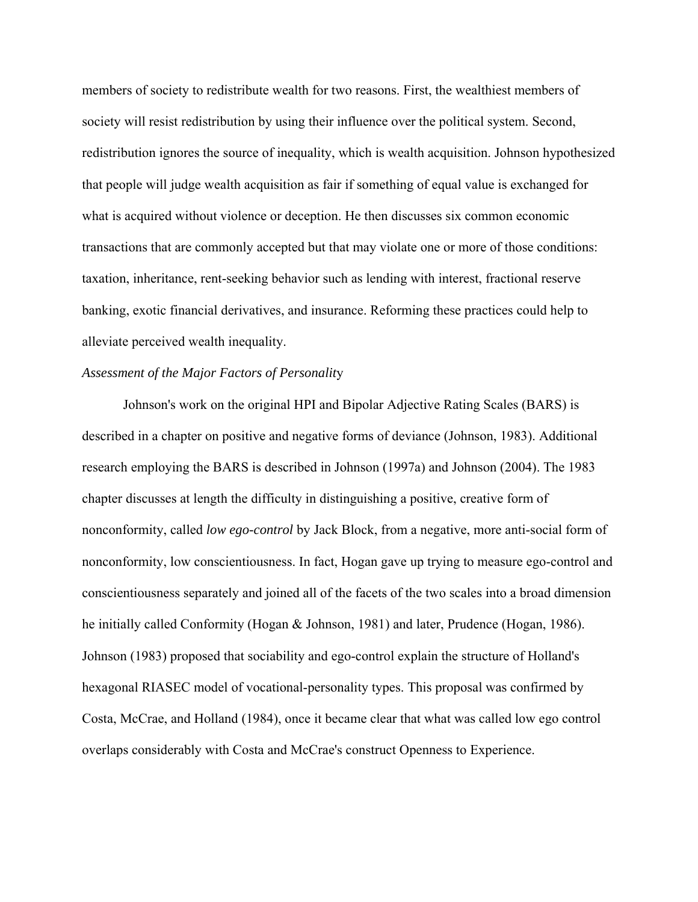members of society to redistribute wealth for two reasons. First, the wealthiest members of society will resist redistribution by using their influence over the political system. Second, redistribution ignores the source of inequality, which is wealth acquisition. Johnson hypothesized that people will judge wealth acquisition as fair if something of equal value is exchanged for what is acquired without violence or deception. He then discusses six common economic transactions that are commonly accepted but that may violate one or more of those conditions: taxation, inheritance, rent-seeking behavior such as lending with interest, fractional reserve banking, exotic financial derivatives, and insurance. Reforming these practices could help to alleviate perceived wealth inequality.

*Assessment of the Major Factors of Personality*

Johnson's work on the original HPI and Bipolar Adjective Rating Scales (BARS) is described in a chapter on positive and negative forms of deviance (Johnson, 1983). Additional research employing the BARS is described in Johnson (1997a) and Johnson (2004). The 1983 chapter discusses at length the difficulty in distinguishing a positive, creative form of nonconformity, called *low ego-control* by Jack Block, from a negative, more anti-social form of nonconformity, low conscientiousness. In fact, Hogan gave up trying to measure ego-control and conscientiousness separately and joined all of the facets of the two scales into a broad dimension he initially called Conformity (Hogan & Johnson, 1981) and later, Prudence (Hogan, 1986). Johnson (1983) proposed that sociability and ego-control explain the structure of Holland's hexagonal RIASEC model of vocational-personality types. This proposal was confirmed by Costa, McCrae, and Holland (1984), once it became clear that what was called low ego control overlaps considerably with Costa and McCrae's construct Openness to Experience.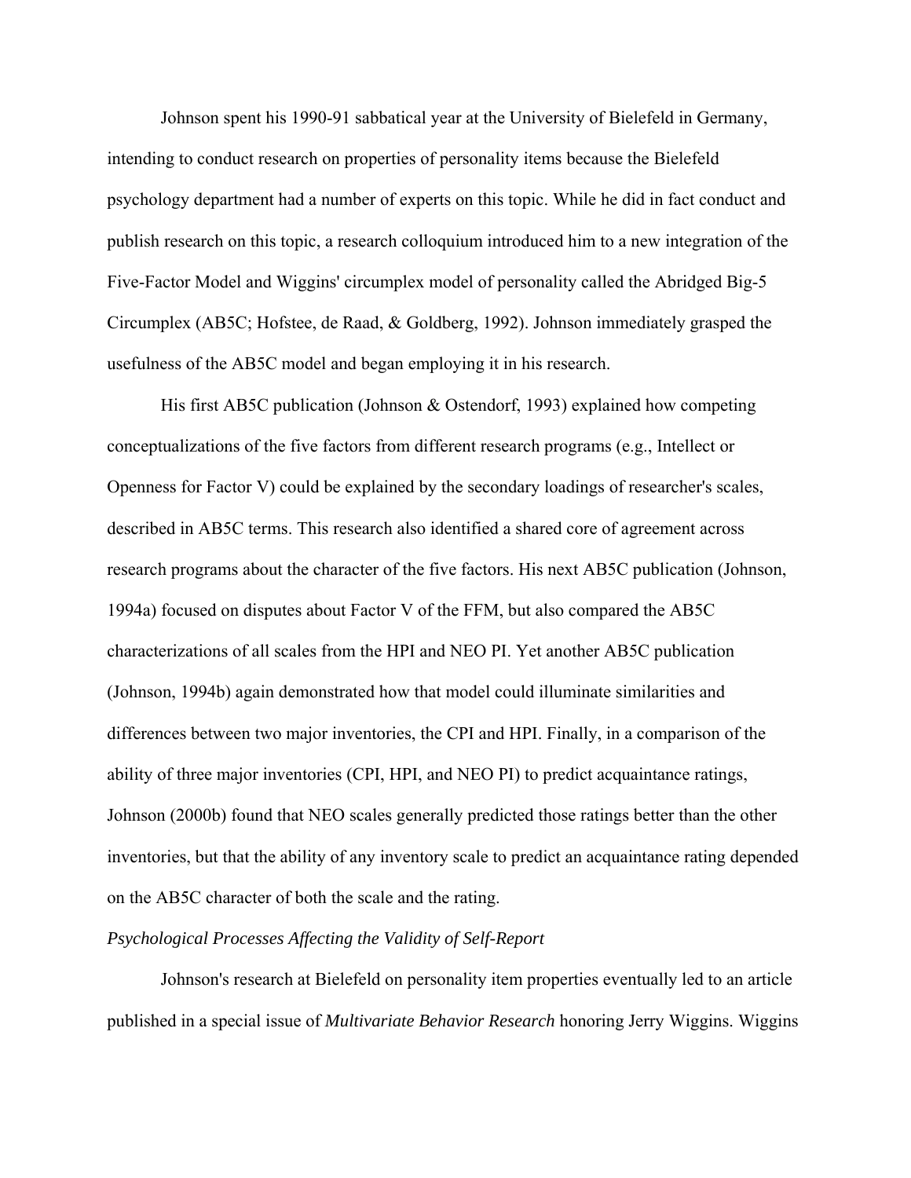Johnson spent his 1990-91 sabbatical year at the University of Bielefeld in Germany, intending to conduct research on properties of personality items because the Bielefeld psychology department had a number of experts on this topic. While he did in fact conduct and publish research on this topic, a research colloquium introduced him to a new integration of the Five-Factor Model and Wiggins' circumplex model of personality called the Abridged Big-5 Circumplex (AB5C; Hofstee, de Raad, & Goldberg, 1992). Johnson immediately grasped the usefulness of the AB5C model and began employing it in his research.

His first AB5C publication (Johnson & Ostendorf, 1993) explained how competing conceptualizations of the five factors from different research programs (e.g., Intellect or Openness for Factor V) could be explained by the secondary loadings of researcher's scales, described in AB5C terms. This research also identified a shared core of agreement across research programs about the character of the five factors. His next AB5C publication (Johnson, 1994a) focused on disputes about Factor V of the FFM, but also compared the AB5C characterizations of all scales from the HPI and NEO PI. Yet another AB5C publication (Johnson, 1994b) again demonstrated how that model could illuminate similarities and differences between two major inventories, the CPI and HPI. Finally, in a comparison of the ability of three major inventories (CPI, HPI, and NEO PI) to predict acquaintance ratings, Johnson (2000b) found that NEO scales generally predicted those ratings better than the other inventories, but that the ability of any inventory scale to predict an acquaintance rating depended on the AB5C character of both the scale and the rating.

*Psychological Processes Affecting the Validity of Self-Report*

Johnson's research at Bielefeld on personality item properties eventually led to an article published in a special issue of *Multivariate Behavior Research* honoring Jerry Wiggins. Wiggins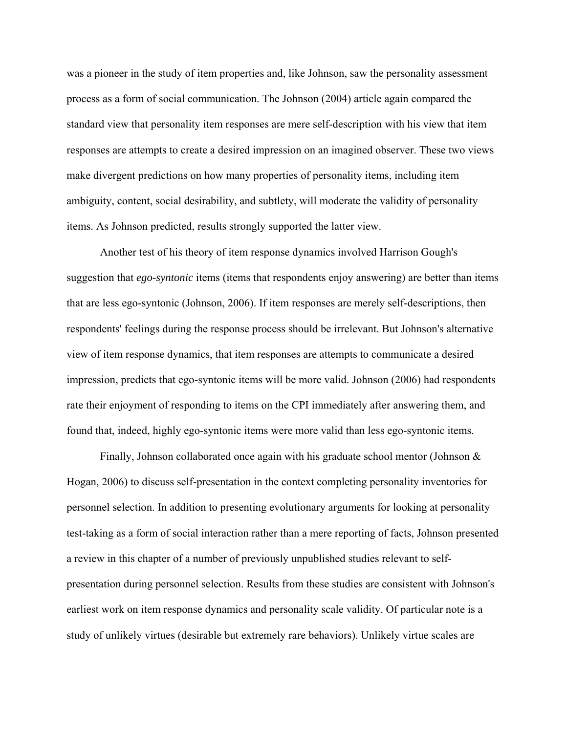was a pioneer in the study of item properties and, like Johnson, saw the personality assessment process as a form of social communication. The Johnson (2004) article again compared the standard view that personality item responses are mere self-description with his view that item responses are attempts to create a desired impression on an imagined observer. These two views make divergent predictions on how many properties of personality items, including item ambiguity, content, social desirability, and subtlety, will moderate the validity of personality items. As Johnson predicted, results strongly supported the latter view.

Another test of his theory of item response dynamics involved Harrison Gough's suggestion that *ego-syntonic* items (items that respondents enjoy answering) are better than items that are less ego-syntonic (Johnson, 2006). If item responses are merely self-descriptions, then respondents' feelings during the response process should be irrelevant. But Johnson's alternative view of item response dynamics, that item responses are attempts to communicate a desired impression, predicts that ego-syntonic items will be more valid. Johnson (2006) had respondents rate their enjoyment of responding to items on the CPI immediately after answering them, and found that, indeed, highly ego-syntonic items were more valid than less ego-syntonic items.

Finally, Johnson collaborated once again with his graduate school mentor (Johnson & Hogan, 2006) to discuss self-presentation in the context completing personality inventories for personnel selection. In addition to presenting evolutionary arguments for looking at personality test-taking as a form of social interaction rather than a mere reporting of facts, Johnson presented a review in this chapter of a number of previously unpublished studies relevant to self-presentation during personnel selection. Results from these studies are consistent with Johnson's earliest work on item response dynamics and personality scale validity. Of particular note is a study of unlikely virtues (desirable but extremely rare behaviors). Unlikely virtue scales are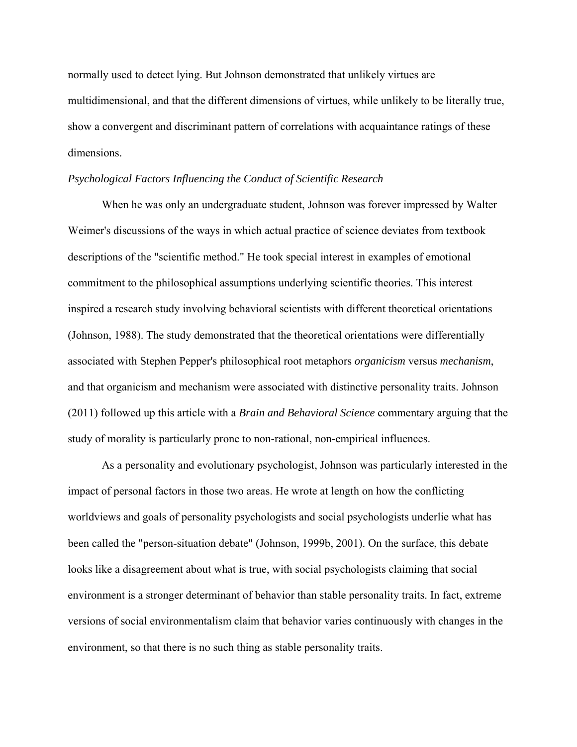normally used to detect lying. But Johnson demonstrated that unlikely virtues are multidimensional, and that the different dimensions of virtues, while unlikely to be literally true, show a convergent and discriminant pattern of correlations with acquaintance ratings of these dimensions.

*Psychological Factors Influencing the Conduct of Scientific Research*

When he was only an undergraduate student, Johnson was forever impressed by Walter Weimer's discussions of the ways in which actual practice of science deviates from textbook descriptions of the "scientific method." He took special interest in examples of emotional commitment to the philosophical assumptions underlying scientific theories. This interest inspired a research study involving behavioral scientists with different theoretical orientations (Johnson, 1988). The study demonstrated that the theoretical orientations were differentially associated with Stephen Pepper's philosophical root metaphors *organicism* versus *mechanism*, and that organicism and mechanism were associated with distinctive personality traits. Johnson (2011) followed up this article with a *Brain and Behavioral Science* commentary arguing that the study of morality is particularly prone to non-rational, non-empirical influences.

As a personality and evolutionary psychologist, Johnson was particularly interested in the impact of personal factors in those two areas. He wrote at length on how the conflicting worldviews and goals of personality psychologists and social psychologists underlie what has been called the "person-situation debate" (Johnson, 1999b, 2001). On the surface, this debate looks like a disagreement about what is true, with social psychologists claiming that social environment is a stronger determinant of behavior than stable personality traits. In fact, extreme versions of social environmentalism claim that behavior varies continuously with changes in the environment, so that there is no such thing as stable personality traits.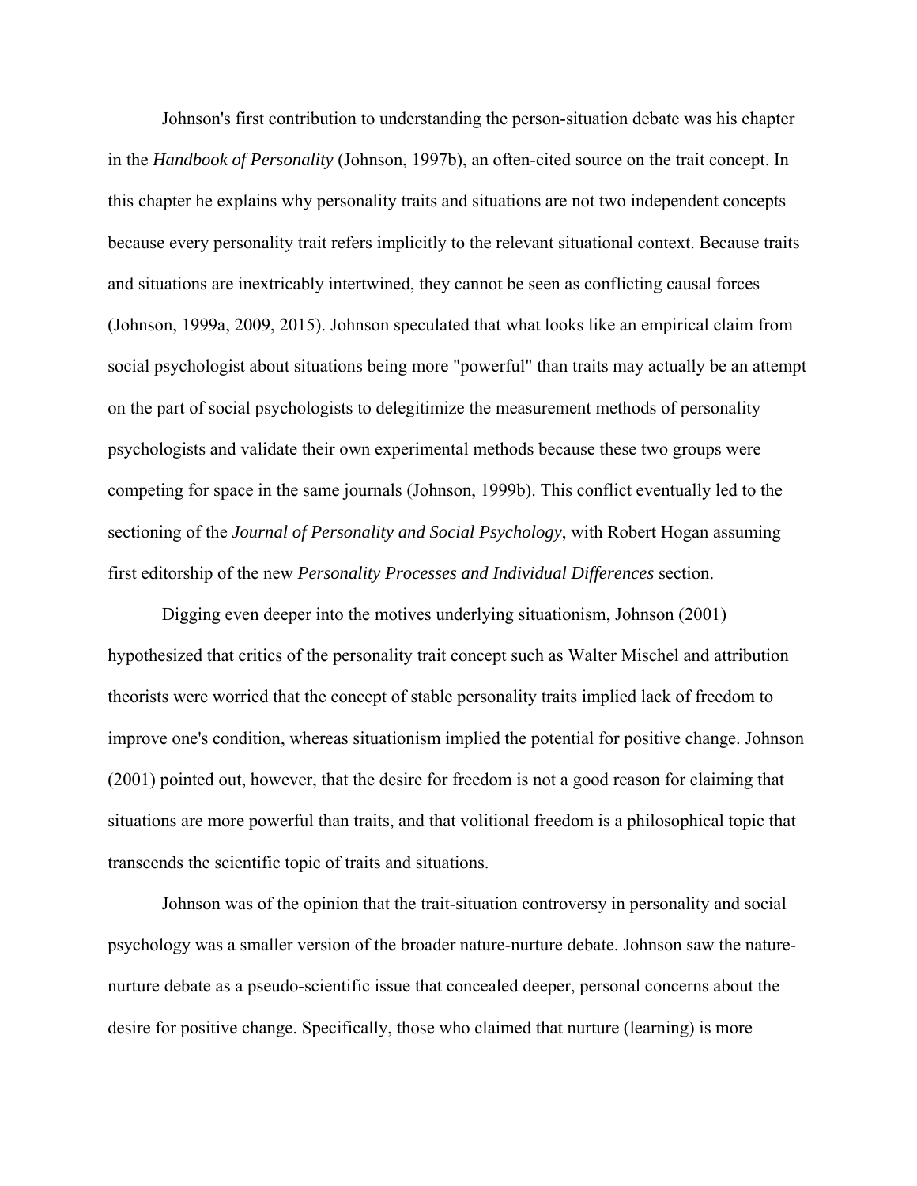Johnson's first contribution to understanding the person-situation debate was his chapter in the *Handbook of Personality* (Johnson, 1997b), an often-cited source on the trait concept. In this chapter he explains why personality traits and situations are not two independent concepts because every personality trait refers implicitly to the relevant situational context. Because traits and situations are inextricably intertwined, they cannot be seen as conflicting causal forces (Johnson, 1999a, 2009, 2015). Johnson speculated that what looks like an empirical claim from social psychologist about situations being more "powerful" than traits may actually be an attempt on the part of social psychologists to delegitimize the measurement methods of personality psychologists and validate their own experimental methods because these two groups were competing for space in the same journals (Johnson, 1999b). This conflict eventually led to the sectioning of the *Journal of Personality and Social Psychology*, with Robert Hogan assuming first editorship of the new *Personality Processes and Individual Differences* section.

Digging even deeper into the motives underlying situationism, Johnson (2001) hypothesized that critics of the personality trait concept such as Walter Mischel and attribution theorists were worried that the concept of stable personality traits implied lack of freedom to improve one's condition, whereas situationism implied the potential for positive change. Johnson (2001) pointed out, however, that the desire for freedom is not a good reason for claiming that situations are more powerful than traits, and that volitional freedom is a philosophical topic that transcends the scientific topic of traits and situations.

Johnson was of the opinion that the trait-situation controversy in personality and social psychology was a smaller version of the broader nature-nurture debate. Johnson saw the nature-nurture debate as a pseudo-scientific issue that concealed deeper, personal concerns about the desire for positive change. Specifically, those who claimed that nurture (learning) is more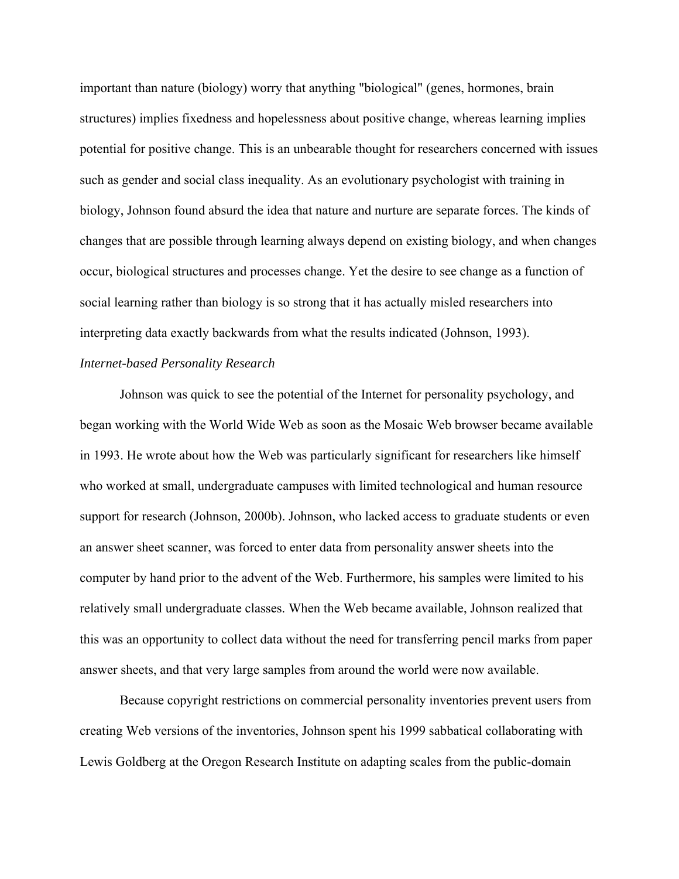important than nature (biology) worry that anything "biological" (genes, hormones, brain structures) implies fixedness and hopelessness about positive change, whereas learning implies potential for positive change. This is an unbearable thought for researchers concerned with issues such as gender and social class inequality. As an evolutionary psychologist with training in biology, Johnson found absurd the idea that nature and nurture are separate forces. The kinds of changes that are possible through learning always depend on existing biology, and when changes occur, biological structures and processes change. Yet the desire to see change as a function of social learning rather than biology is so strong that it has actually misled researchers into interpreting data exactly backwards from what the results indicated (Johnson, 1993).

*Internet-based Personality Research*

Johnson was quick to see the potential of the Internet for personality psychology, and began working with the World Wide Web as soon as the Mosaic Web browser became available in 1993. He wrote about how the Web was particularly significant for researchers like himself who worked at small, undergraduate campuses with limited technological and human resource support for research (Johnson, 2000b). Johnson, who lacked access to graduate students or even an answer sheet scanner, was forced to enter data from personality answer sheets into the computer by hand prior to the advent of the Web. Furthermore, his samples were limited to his relatively small undergraduate classes. When the Web became available, Johnson realized that this was an opportunity to collect data without the need for transferring pencil marks from paper answer sheets, and that very large samples from around the world were now available.

Because copyright restrictions on commercial personality inventories prevent users from creating Web versions of the inventories, Johnson spent his 1999 sabbatical collaborating with Lewis Goldberg at the Oregon Research Institute on adapting scales from the public-domain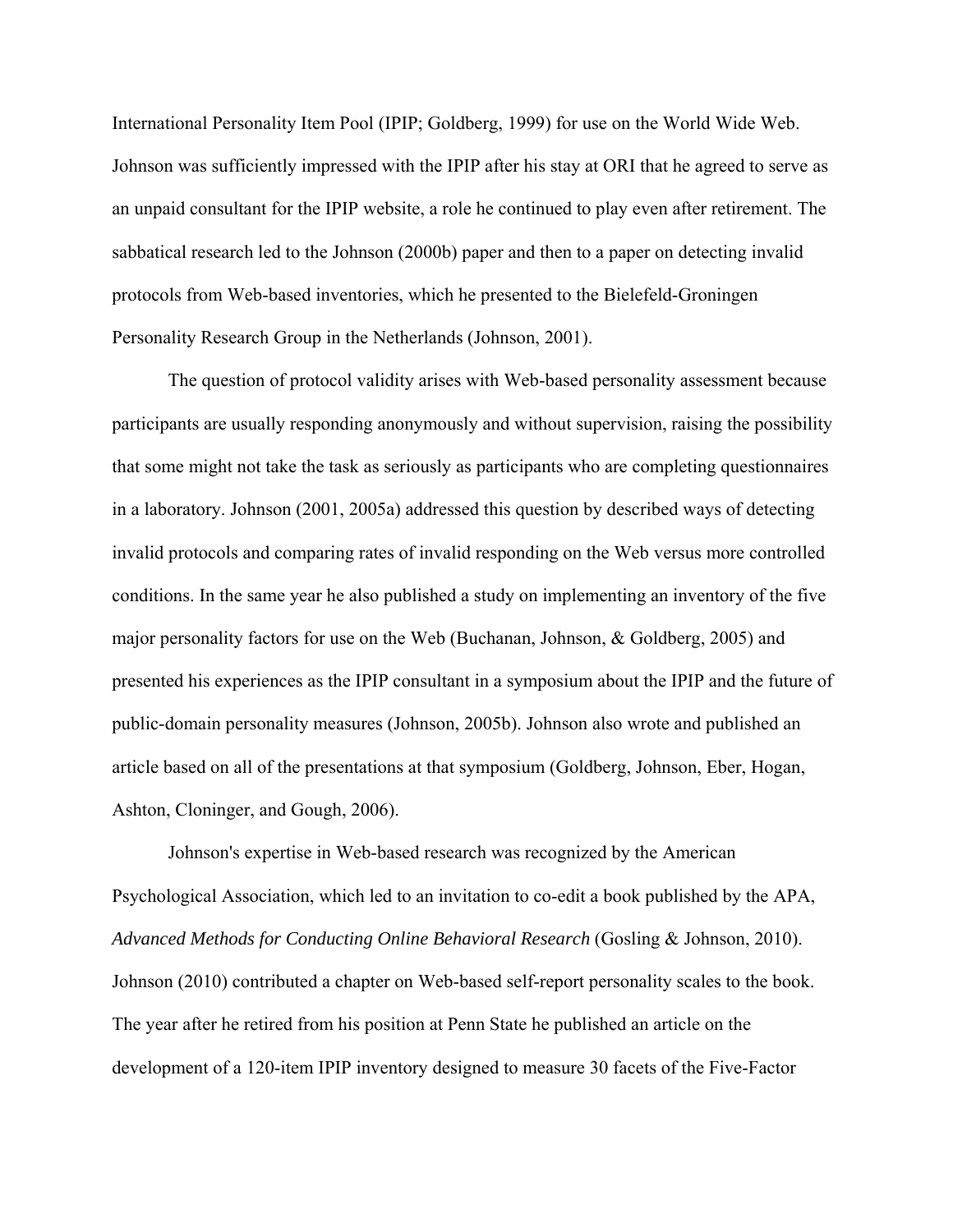International Personality Item Pool (IPIP; Goldberg, 1999) for use on the World Wide Web. Johnson was sufficiently impressed with the IPIP after his stay at ORI that he agreed to serve as an unpaid consultant for the IPIP website, a role he continued to play even after retirement. The sabbatical research led to the Johnson (2000b) paper and then to a paper on detecting invalid protocols from Web-based inventories, which he presented to the Bielefeld-Groningen Personality Research Group in the Netherlands (Johnson, 2001).

The question of protocol validity arises with Web-based personality assessment because participants are usually responding anonymously and without supervision, raising the possibility that some might not take the task as seriously as participants who are completing questionnaires in a laboratory. Johnson (2001, 2005a) addressed this question by described ways of detecting invalid protocols and comparing rates of invalid responding on the Web versus more controlled conditions. In the same year he also published a study on implementing an inventory of the five major personality factors for use on the Web (Buchanan, Johnson, & Goldberg, 2005) and presented his experiences as the IPIP consultant in a symposium about the IPIP and the future of public-domain personality measures (Johnson, 2005b). Johnson also wrote and published an article based on all of the presentations at that symposium (Goldberg, Johnson, Eber, Hogan, Ashton, Cloninger, and Gough, 2006).

Johnson's expertise in Web-based research was recognized by the American Psychological Association, which led to an invitation to co-edit a book published by the APA, *Advanced Methods for Conducting Online Behavioral Research* (Gosling & Johnson, 2010). Johnson (2010) contributed a chapter on Web-based self-report personality scales to the book. The year after he retired from his position at Penn State he published an article on the development of a 120-item IPIP inventory designed to measure 30 facets of the Five-Factor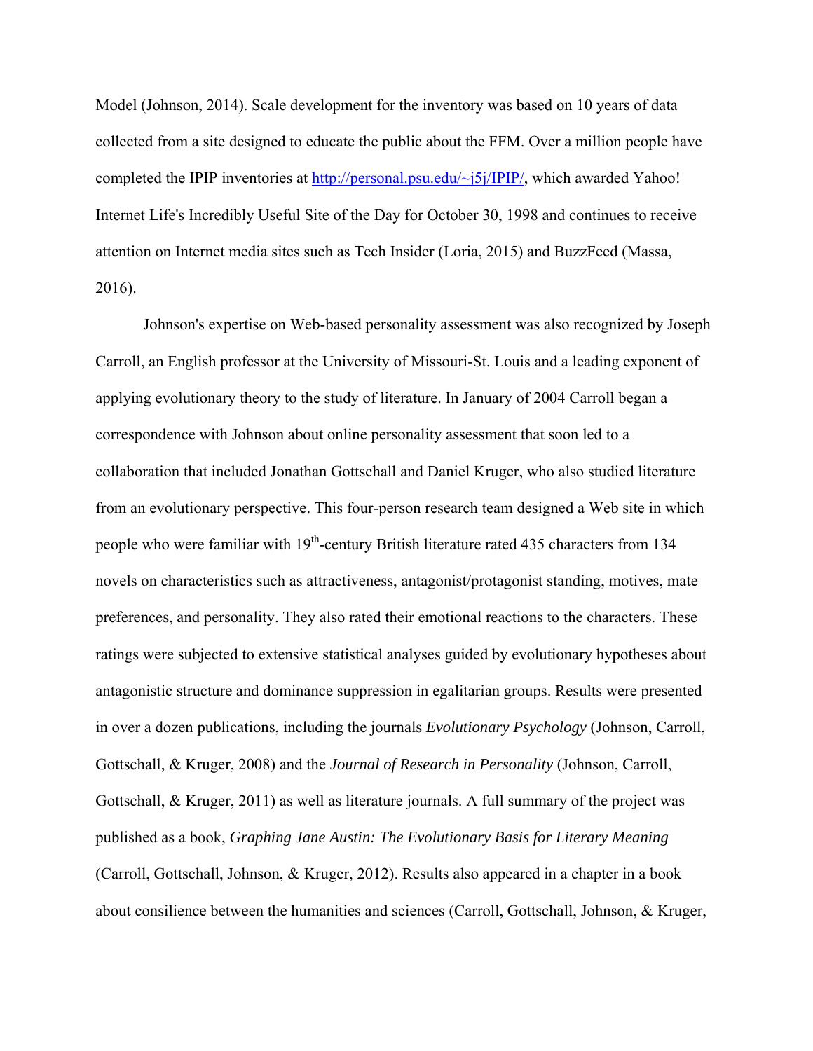Model (Johnson, 2014). Scale development for the inventory was based on 10 years of data collected from a site designed to educate the public about the FFM. Over a million people have completed the IPIP inventories at [http://personal.psu.edu/~j5j/IPIP/](http://personal.psu.edu/~j5j/IPIP/), which awarded Yahoo! Internet Life's Incredibly Useful Site of the Day for October 30, 1998 and continues to receive attention on Internet media sites such as Tech Insider (Loria, 2015) and BuzzFeed (Massa, 2016).

Johnson's expertise on Web-based personality assessment was also recognized by Joseph Carroll, an English professor at the University of Missouri-St. Louis and a leading exponent of applying evolutionary theory to the study of literature. In January of 2004 Carroll began a correspondence with Johnson about online personality assessment that soon led to a collaboration that included Jonathan Gottschall and Daniel Kruger, who also studied literature from an evolutionary perspective. This four-person research team designed a Web site in which people who were familiar with 19th-century British literature rated 435 characters from 134 novels on characteristics such as attractiveness, antagonist/protagonist standing, motives, mate preferences, and personality. They also rated their emotional reactions to the characters. These ratings were subjected to extensive statistical analyses guided by evolutionary hypotheses about antagonistic structure and dominance suppression in egalitarian groups. Results were presented in over a dozen publications, including the journals *Evolutionary Psychology* (Johnson, Carroll, Gottschall, & Kruger, 2008) and the *Journal of Research in Personality* (Johnson, Carroll, Gottschall, & Kruger, 2011) as well as literature journals. A full summary of the project was published as a book, *Graphing Jane Austin: The Evolutionary Basis for Literary Meaning* (Carroll, Gottschall, Johnson, & Kruger, 2012). Results also appeared in a chapter in a book about consilience between the humanities and sciences (Carroll, Gottschall, Johnson, & Kruger,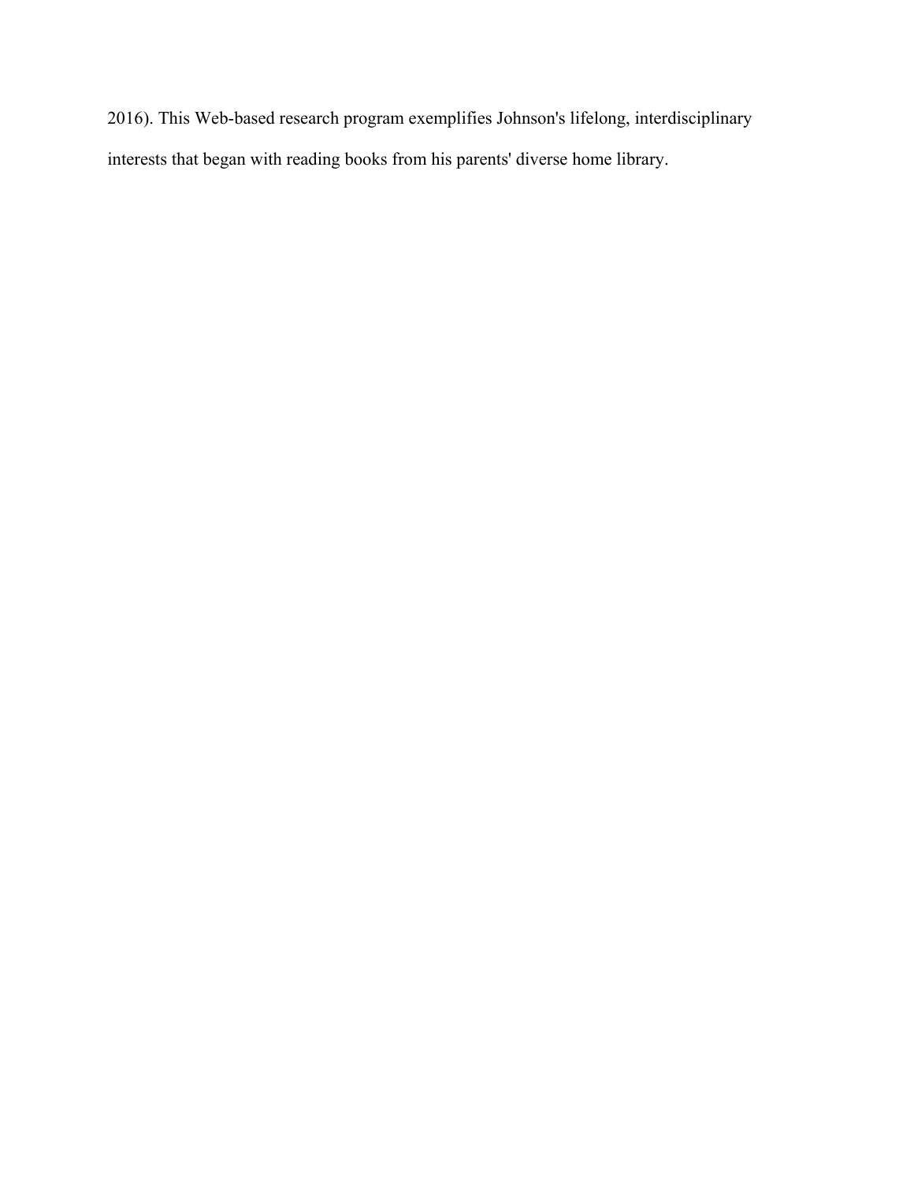2016). This Web-based research program exemplifies Johnson's lifelong, interdisciplinary interests that began with reading books from his parents' diverse home library.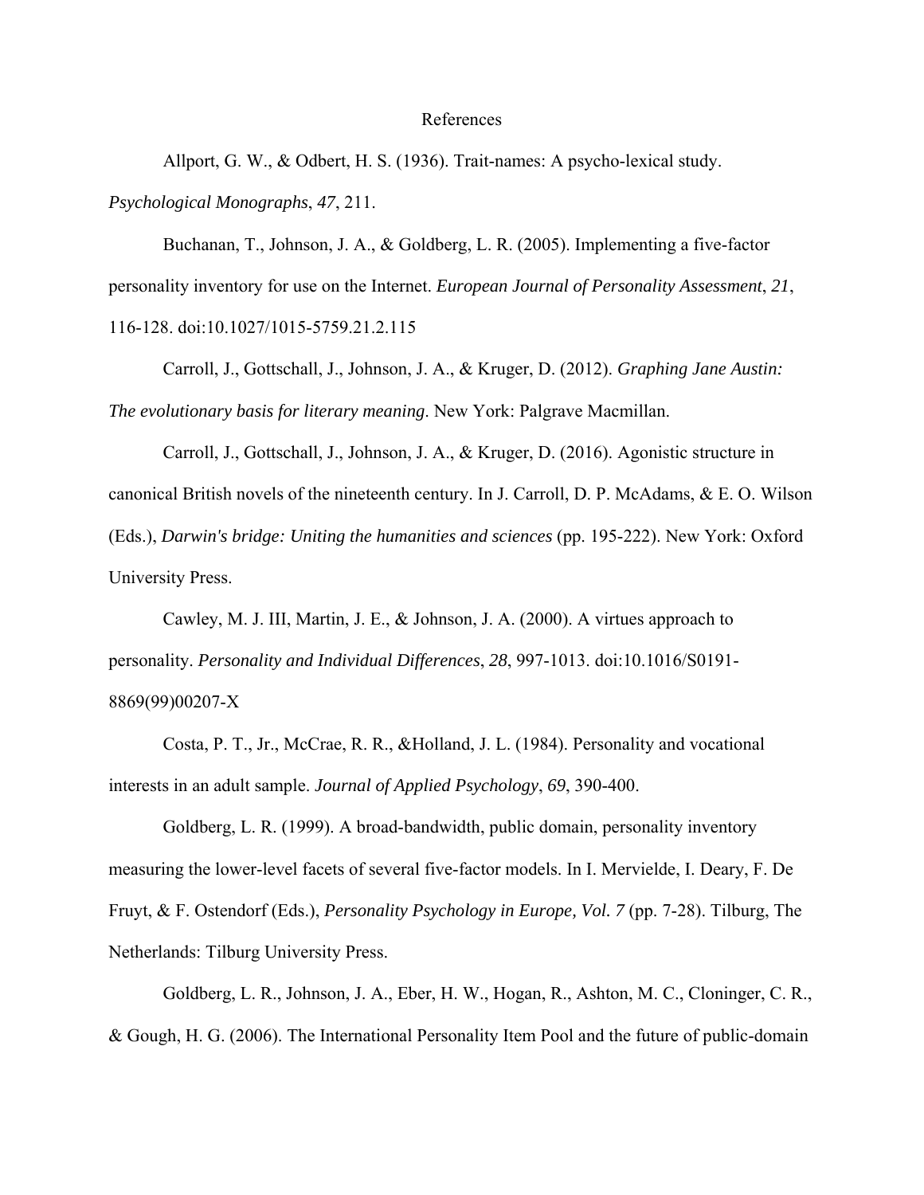# References

Allport, G. W., & Odbert, H. S. (1936). Trait-names: A psycho-lexical study. *Psychological Monographs*, *47*, 211.

Buchanan, T., Johnson, J. A., & Goldberg, L. R. (2005). Implementing a five-factor personality inventory for use on the Internet. *European Journal of Personality Assessment*, *21*, 116-128. doi:10.1027/1015-5759.21.2.115

Carroll, J., Gottschall, J., Johnson, J. A., & Kruger, D. (2012). *Graphing Jane Austin: The evolutionary basis for literary meaning*. New York: Palgrave Macmillan.

Carroll, J., Gottschall, J., Johnson, J. A., & Kruger, D. (2016). Agonistic structure in canonical British novels of the nineteenth century. In J. Carroll, D. P. McAdams, & E. O. Wilson (Eds.), *Darwin's bridge: Uniting the humanities and sciences* (pp. 195-222). New York: Oxford University Press.

Cawley, M. J. III, Martin, J. E., & Johnson, J. A. (2000). A virtues approach to personality. *Personality and Individual Differences*, *28*, 997-1013. doi:10.1016/S0191-8869(99)00207-X

Costa, P. T., Jr., McCrae, R. R., &Holland, J. L. (1984). Personality and vocational interests in an adult sample. *Journal of Applied Psychology*, *69*, 390-400.

Goldberg, L. R. (1999). A broad-bandwidth, public domain, personality inventory measuring the lower-level facets of several five-factor models. In I. Mervielde, I. Deary, F. De Fruyt, & F. Ostendorf (Eds.), *Personality Psychology in Europe, Vol. 7* (pp. 7-28). Tilburg, The Netherlands: Tilburg University Press.

Goldberg, L. R., Johnson, J. A., Eber, H. W., Hogan, R., Ashton, M. C., Cloninger, C. R., & Gough, H. G. (2006). The International Personality Item Pool and the future of public-domain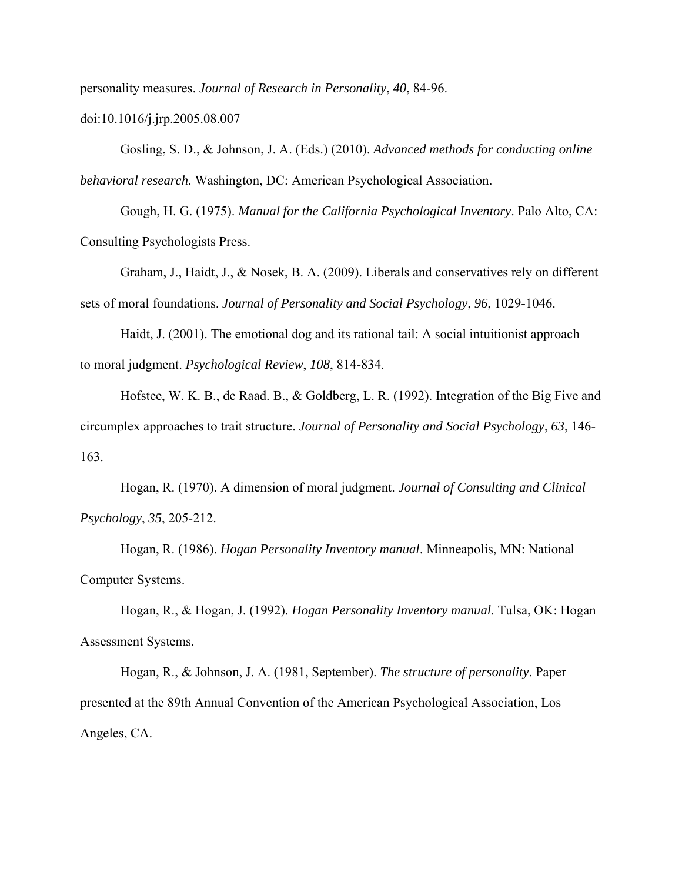personality measures. *Journal of Research in Personality*, *40*, 84-96. doi:10.1016/j.jrp.2005.08.007

Gosling, S. D., & Johnson, J. A. (Eds.) (2010). *Advanced methods for conducting online behavioral research*. Washington, DC: American Psychological Association.

Gough, H. G. (1975). *Manual for the California Psychological Inventory*. Palo Alto, CA: Consulting Psychologists Press.

Graham, J., Haidt, J., & Nosek, B. A. (2009). Liberals and conservatives rely on different sets of moral foundations. *Journal of Personality and Social Psychology*, *96*, 1029-1046.

Haidt, J. (2001). The emotional dog and its rational tail: A social intuitionist approach to moral judgment. *Psychological Review*, *108*, 814-834.

Hofstee, W. K. B., de Raad. B., & Goldberg, L. R. (1992). Integration of the Big Five and circumplex approaches to trait structure. *Journal of Personality and Social Psychology*, *63*, 146-163.

Hogan, R. (1970). A dimension of moral judgment. *Journal of Consulting and Clinical Psychology*, *35*, 205-212.

Hogan, R. (1986). *Hogan Personality Inventory manual*. Minneapolis, MN: National Computer Systems.

Hogan, R., & Hogan, J. (1992). *Hogan Personality Inventory manual*. Tulsa, OK: Hogan Assessment Systems.

Hogan, R., & Johnson, J. A. (1981, September). *The structure of personality*. Paper presented at the 89th Annual Convention of the American Psychological Association, Los Angeles, CA.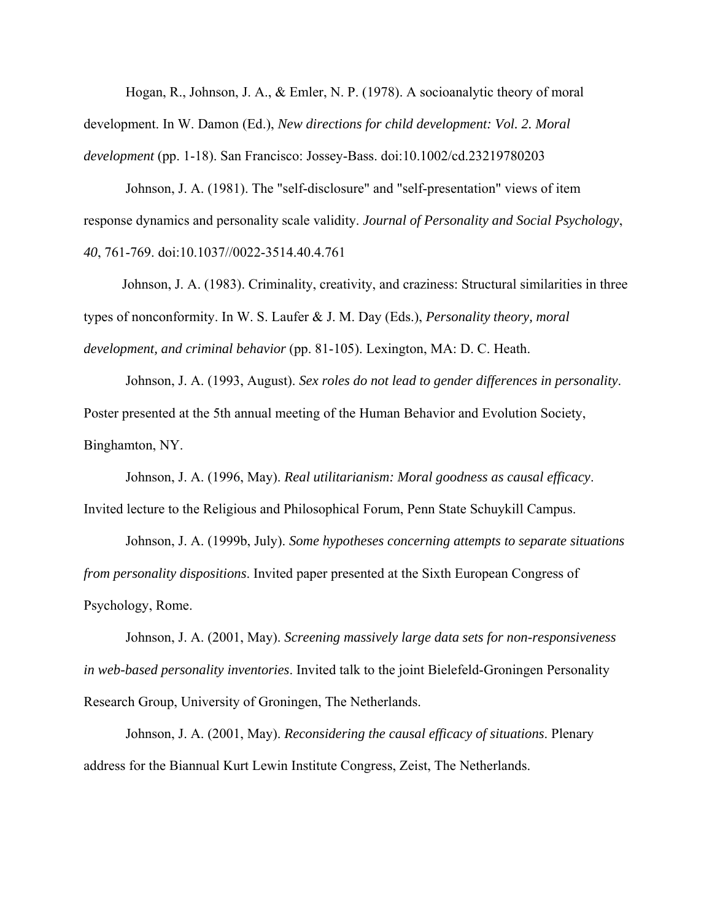Hogan, R., Johnson, J. A., & Emler, N. P. (1978). A socioanalytic theory of moral development. In W. Damon (Ed.), *New directions for child development: Vol. 2. Moral development* (pp. 1-18). San Francisco: Jossey-Bass. doi:10.1002/cd.23219780203

Johnson, J. A. (1981). The "self-disclosure" and "self-presentation" views of item response dynamics and personality scale validity. *Journal of Personality and Social Psychology*, *40*, 761-769. doi:10.1037//0022-3514.40.4.761

Johnson, J. A. (1983). Criminality, creativity, and craziness: Structural similarities in three types of nonconformity. In W. S. Laufer & J. M. Day (Eds.), *Personality theory, moral development, and criminal behavior* (pp. 81-105). Lexington, MA: D. C. Heath.

Johnson, J. A. (1993, August). *Sex roles do not lead to gender differences in personality*. Poster presented at the 5th annual meeting of the Human Behavior and Evolution Society, Binghamton, NY.

Johnson, J. A. (1996, May). *Real utilitarianism: Moral goodness as causal efficacy*. Invited lecture to the Religious and Philosophical Forum, Penn State Schuykill Campus.

Johnson, J. A. (1999b, July). *Some hypotheses concerning attempts to separate situations from personality dispositions*. Invited paper presented at the Sixth European Congress of Psychology, Rome.

Johnson, J. A. (2001, May). *Screening massively large data sets for non-responsiveness in web-based personality inventories*. Invited talk to the joint Bielefeld-Groningen Personality Research Group, University of Groningen, The Netherlands.

Johnson, J. A. (2001, May). *Reconsidering the causal efficacy of situations*. Plenary address for the Biannual Kurt Lewin Institute Congress, Zeist, The Netherlands.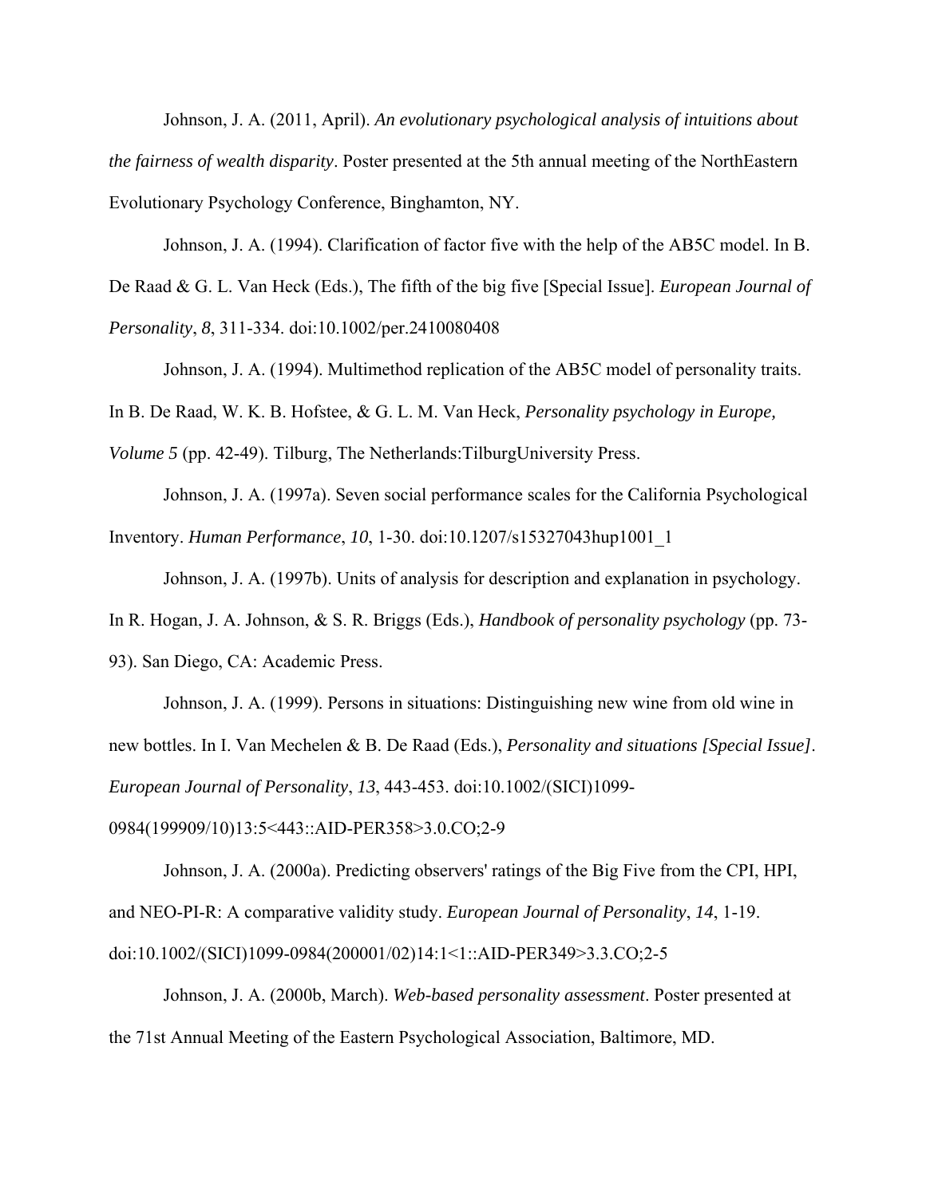Johnson, J. A. (2011, April). *An evolutionary psychological analysis of intuitions about the fairness of wealth disparity*. Poster presented at the 5th annual meeting of the NorthEastern Evolutionary Psychology Conference, Binghamton, NY.

Johnson, J. A. (1994). Clarification of factor five with the help of the AB5C model. In B. De Raad & G. L. Van Heck (Eds.), The fifth of the big five [Special Issue]. *European Journal of Personality*, *8*, 311-334. doi:10.1002/per.2410080408

Johnson, J. A. (1994). Multimethod replication of the AB5C model of personality traits. In B. De Raad, W. K. B. Hofstee, & G. L. M. Van Heck, *Personality psychology in Europe, Volume 5* (pp. 42-49). Tilburg, The Netherlands:TilburgUniversity Press.

Johnson, J. A. (1997a). Seven social performance scales for the California Psychological Inventory. *Human Performance*, *10*, 1-30. doi:10.1207/s15327043hup1001_1

Johnson, J. A. (1997b). Units of analysis for description and explanation in psychology. In R. Hogan, J. A. Johnson, & S. R. Briggs (Eds.), *Handbook of personality psychology* (pp. 73-93). San Diego, CA: Academic Press.

Johnson, J. A. (1999). Persons in situations: Distinguishing new wine from old wine in new bottles. In I. Van Mechelen & B. De Raad (Eds.), *Personality and situations [Special Issue]*. *European Journal of Personality*, *13*, 443-453. doi:10.1002/(SICI)1099-0984(199909/10)13:5<443::AID-PER358>3.0.CO;2-9

Johnson, J. A. (2000a). Predicting observers' ratings of the Big Five from the CPI, HPI, and NEO-PI-R: A comparative validity study. *European Journal of Personality*, *14*, 1-19. doi:10.1002/(SICI)1099-0984(200001/02)14:1<1::AID-PER349>3.3.CO;2-5

Johnson, J. A. (2000b, March). *Web-based personality assessment*. Poster presented at the 71st Annual Meeting of the Eastern Psychological Association, Baltimore, MD.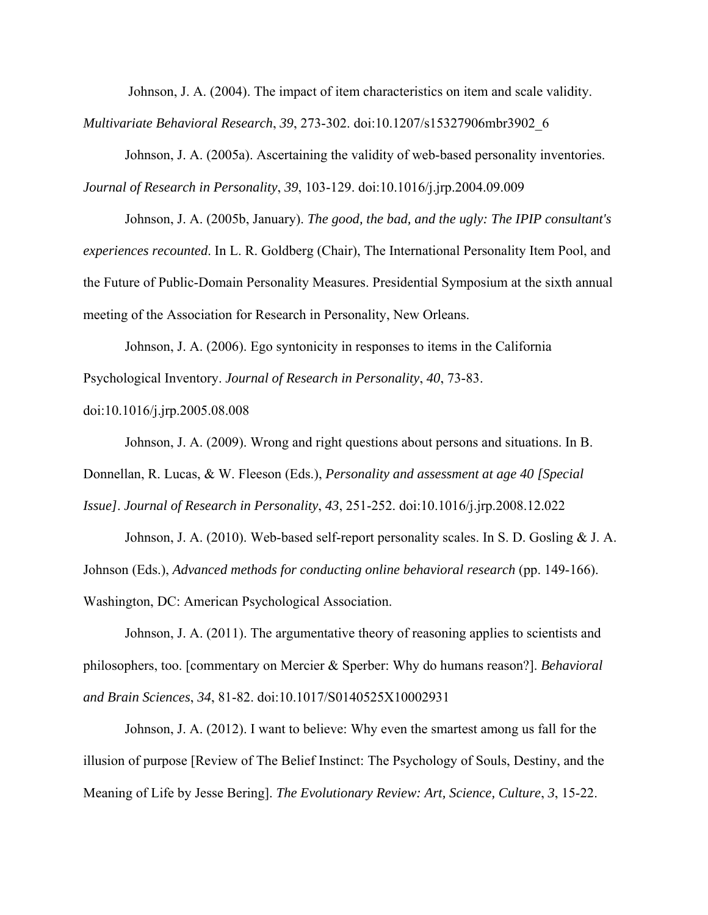Johnson, J. A. (2004). The impact of item characteristics on item and scale validity. *Multivariate Behavioral Research*, *39*, 273-302. doi:10.1207/s15327906mbr3902_6

Johnson, J. A. (2005a). Ascertaining the validity of web-based personality inventories. *Journal of Research in Personality*, *39*, 103-129. doi:10.1016/j.jrp.2004.09.009

Johnson, J. A. (2005b, January). *The good, the bad, and the ugly: The IPIP consultant's experiences recounted*. In L. R. Goldberg (Chair), The International Personality Item Pool, and the Future of Public-Domain Personality Measures. Presidential Symposium at the sixth annual meeting of the Association for Research in Personality, New Orleans.

Johnson, J. A. (2006). Ego syntonicity in responses to items in the California Psychological Inventory. *Journal of Research in Personality*, *40*, 73-83. doi:10.1016/j.jrp.2005.08.008

Johnson, J. A. (2009). Wrong and right questions about persons and situations. In B. Donnellan, R. Lucas, & W. Fleeson (Eds.), *Personality and assessment at age 40 [Special Issue]*. *Journal of Research in Personality*, *43*, 251-252. doi:10.1016/j.jrp.2008.12.022

Johnson, J. A. (2010). Web-based self-report personality scales. In S. D. Gosling & J. A. Johnson (Eds.), *Advanced methods for conducting online behavioral research* (pp. 149-166). Washington, DC: American Psychological Association.

Johnson, J. A. (2011). The argumentative theory of reasoning applies to scientists and philosophers, too. [commentary on Mercier & Sperber: Why do humans reason?]. *Behavioral and Brain Sciences*, *34*, 81-82. doi:10.1017/S0140525X10002931

Johnson, J. A. (2012). I want to believe: Why even the smartest among us fall for the illusion of purpose [Review of The Belief Instinct: The Psychology of Souls, Destiny, and the Meaning of Life by Jesse Bering]. *The Evolutionary Review: Art, Science, Culture*, *3*, 15-22.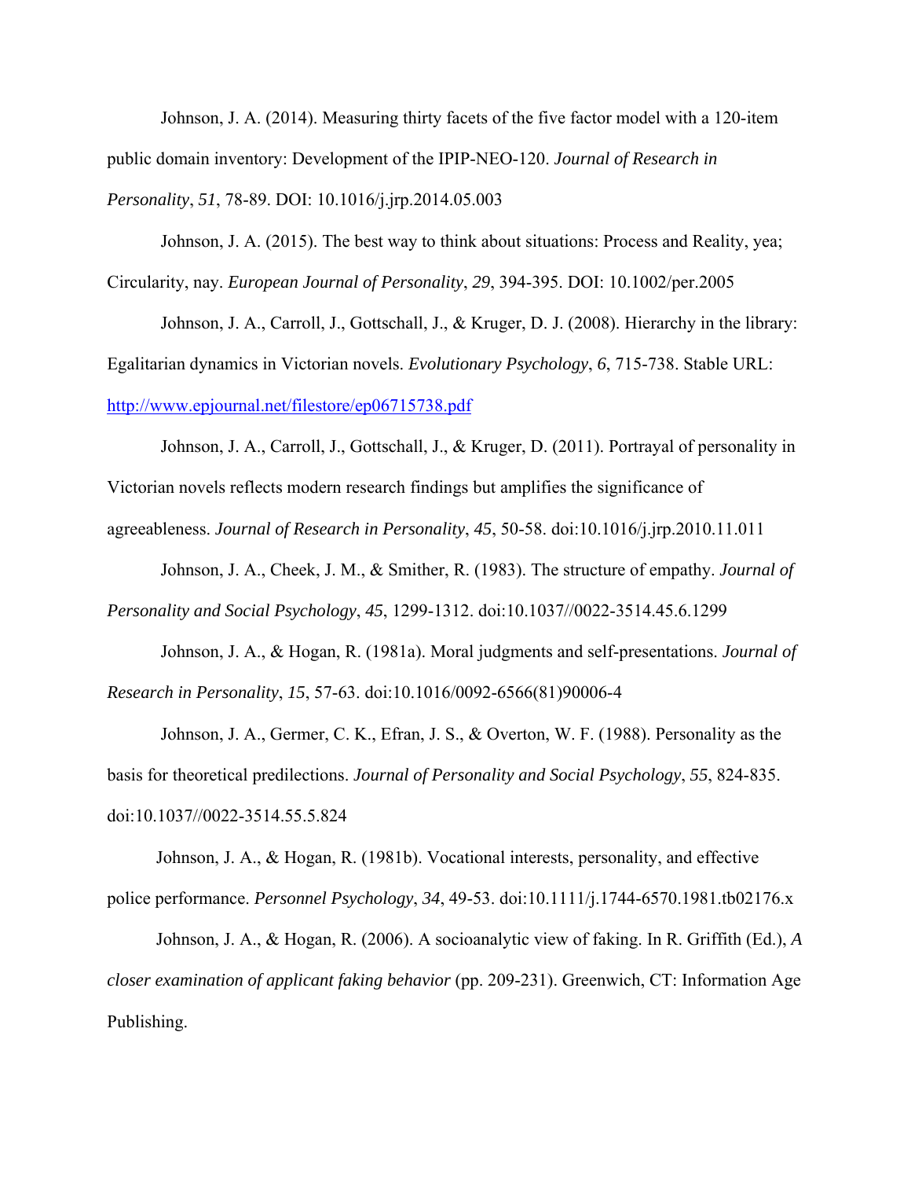Johnson, J. A. (2014). Measuring thirty facets of the five factor model with a 120-item public domain inventory: Development of the IPIP-NEO-120. *Journal of Research in Personality*, *51*, 78-89. DOI: 10.1016/j.jrp.2014.05.003

Johnson, J. A. (2015). The best way to think about situations: Process and Reality, yea; Circularity, nay. *European Journal of Personality*, *29*, 394-395. DOI: 10.1002/per.2005

Johnson, J. A., Carroll, J., Gottschall, J., & Kruger, D. J. (2008). Hierarchy in the library: Egalitarian dynamics in Victorian novels. *Evolutionary Psychology*, *6*, 715-738. Stable URL: http://www.epjournal.net/filestore/ep06715738.pdf

Johnson, J. A., Carroll, J., Gottschall, J., & Kruger, D. (2011). Portrayal of personality in Victorian novels reflects modern research findings but amplifies the significance of agreeableness. *Journal of Research in Personality*, *45*, 50-58. doi:10.1016/j.jrp.2010.11.011

Johnson, J. A., Cheek, J. M., & Smither, R. (1983). The structure of empathy. *Journal of Personality and Social Psychology*, *45*, 1299-1312. doi:10.1037//0022-3514.45.6.1299

Johnson, J. A., & Hogan, R. (1981a). Moral judgments and self-presentations. *Journal of Research in Personality*, *15*, 57-63. doi:10.1016/0092-6566(81)90006-4

Johnson, J. A., Germer, C. K., Efran, J. S., & Overton, W. F. (1988). Personality as the basis for theoretical predilections. *Journal of Personality and Social Psychology*, *55*, 824-835. doi:10.1037//0022-3514.55.5.824

Johnson, J. A., & Hogan, R. (1981b). Vocational interests, personality, and effective police performance. *Personnel Psychology*, *34*, 49-53. doi:10.1111/j.1744-6570.1981.tb02176.x

Johnson, J. A., & Hogan, R. (2006). A socioanalytic view of faking. In R. Griffith (Ed.), *A closer examination of applicant faking behavior* (pp. 209-231). Greenwich, CT: Information Age Publishing.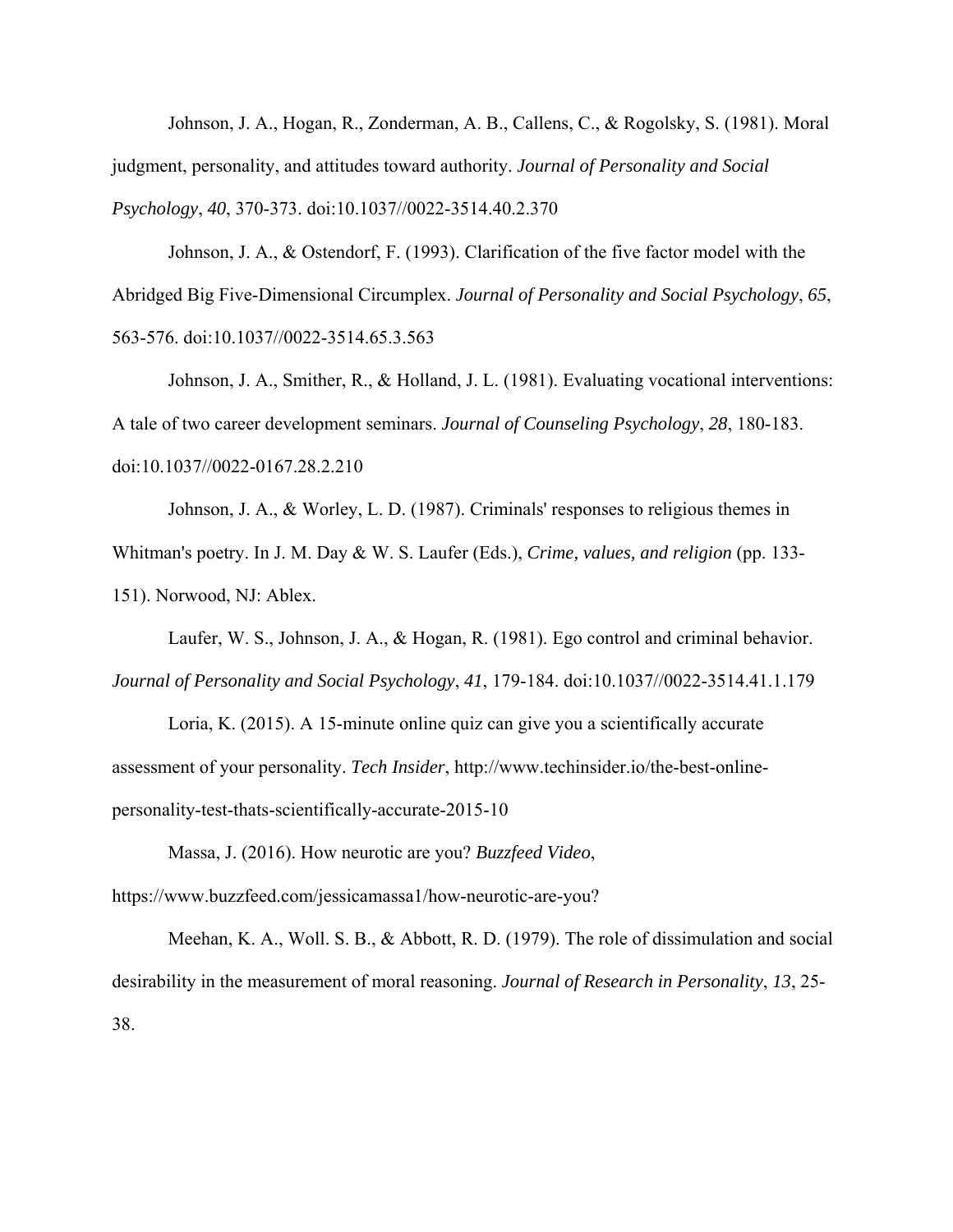Johnson, J. A., Hogan, R., Zonderman, A. B., Callens, C., & Rogolsky, S. (1981). Moral judgment, personality, and attitudes toward authority. *Journal of Personality and Social Psychology*, *40*, 370-373. doi:10.1037//0022-3514.40.2.370

Johnson, J. A., & Ostendorf, F. (1993). Clarification of the five factor model with the Abridged Big Five-Dimensional Circumplex. *Journal of Personality and Social Psychology*, *65*, 563-576. doi:10.1037//0022-3514.65.3.563

Johnson, J. A., Smither, R., & Holland, J. L. (1981). Evaluating vocational interventions: A tale of two career development seminars. *Journal of Counseling Psychology*, *28*, 180-183. doi:10.1037//0022-0167.28.2.210

Johnson, J. A., & Worley, L. D. (1987). Criminals' responses to religious themes in Whitman's poetry. In J. M. Day & W. S. Laufer (Eds.), *Crime, values, and religion* (pp. 133-151). Norwood, NJ: Ablex.

Laufer, W. S., Johnson, J. A., & Hogan, R. (1981). Ego control and criminal behavior. *Journal of Personality and Social Psychology*, *41*, 179-184. doi:10.1037//0022-3514.41.1.179

Loria, K. (2015). A 15-minute online quiz can give you a scientifically accurate assessment of your personality. *Tech Insider*, http://www.techinsider.io/the-best-online-personality-test-thats-scientifically-accurate-2015-10

Massa, J. (2016). How neurotic are you? *Buzzfeed Video*, https://www.buzzfeed.com/jessicamassa1/how-neurotic-are-you?

Meehan, K. A., Woll. S. B., & Abbott, R. D. (1979). The role of dissimulation and social desirability in the measurement of moral reasoning. *Journal of Research in Personality*, *13*, 25-38.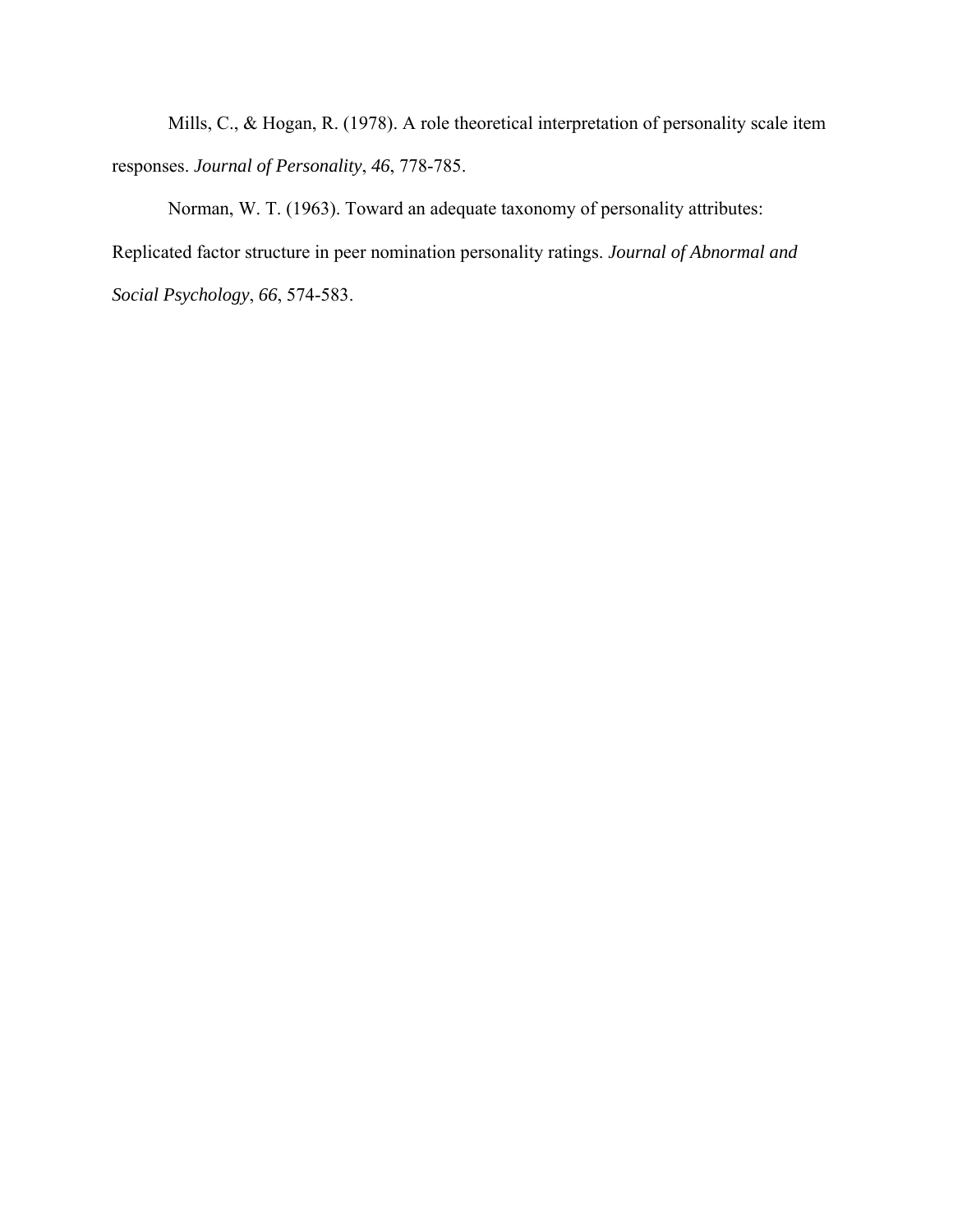Mills, C., & Hogan, R. (1978). A role theoretical interpretation of personality scale item responses. *Journal of Personality*, *46*, 778-785.

Norman, W. T. (1963). Toward an adequate taxonomy of personality attributes: Replicated factor structure in peer nomination personality ratings. *Journal of Abnormal and Social Psychology*, *66*, 574-583.